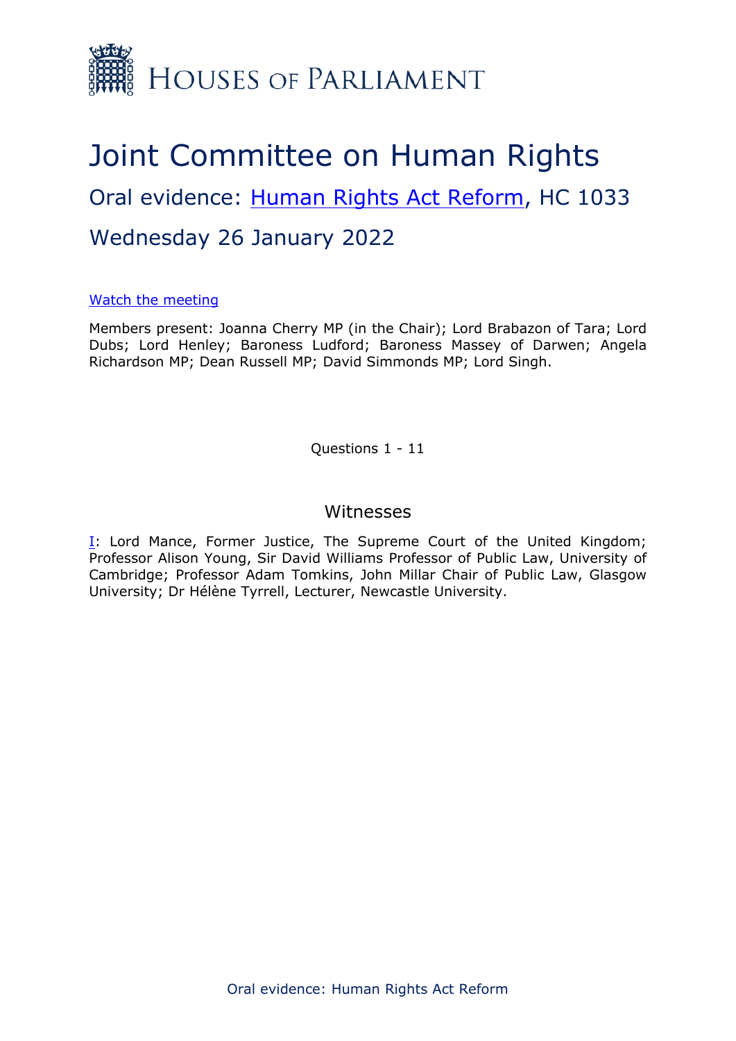HOUSES OF PARLIAMENT

# Joint Committee on Human Rights

## Oral evidence: Human Rights Act Reform, HC 1033

## Wednesday 26 January 2022

Watch the meeting

Members present: Joanna Cherry MP (in the Chair); Lord Brabazon of Tara; Lord Dubs; Lord Henley; Baroness Ludford; Baroness Massey of Darwen; Angela Richardson MP; Dean Russell MP; David Simmonds MP; Lord Singh.

Questions 1 - 11

### Witnesses

I: Lord Mance, Former Justice, The Supreme Court of the United Kingdom; Professor Alison Young, Sir David Williams Professor of Public Law, University of Cambridge; Professor Adam Tomkins, John Millar Chair of Public Law, Glasgow University; Dr Hélène Tyrrell, Lecturer, Newcastle University.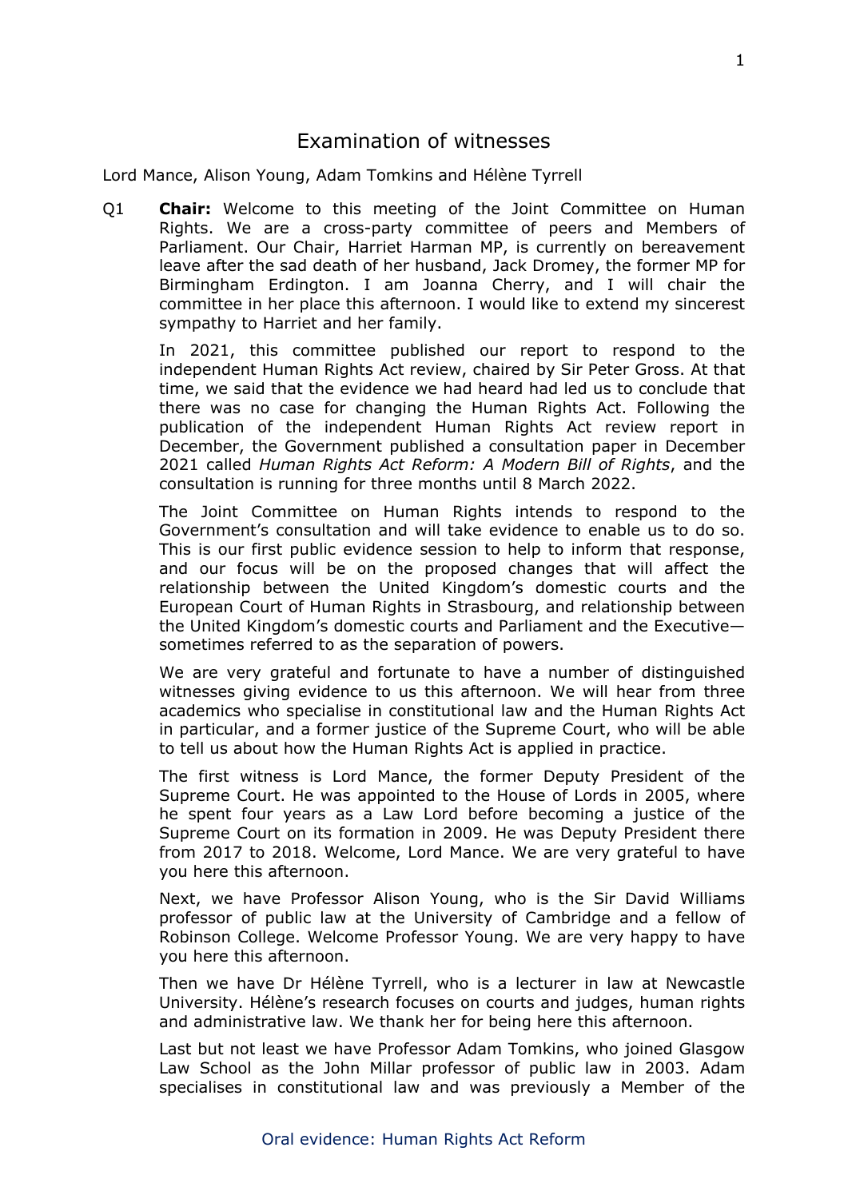# Examination of witnesses

Lord Mance, Alison Young, Adam Tomkins and Hélène Tyrrell

Q1 **Chair:** Welcome to this meeting of the Joint Committee on Human Rights. We are a cross-party committee of peers and Members of Parliament. Our Chair, Harriet Harman MP, is currently on bereavement leave after the sad death of her husband, Jack Dromey, the former MP for Birmingham Erdington. I am Joanna Cherry, and I will chair the committee in her place this afternoon. I would like to extend my sincerest sympathy to Harriet and her family.

In 2021, this committee published our report to respond to the independent Human Rights Act review, chaired by Sir Peter Gross. At that time, we said that the evidence we had heard had led us to conclude that there was no case for changing the Human Rights Act. Following the publication of the independent Human Rights Act review report in December, the Government published a consultation paper in December 2021 called *Human Rights Act Reform: A Modern Bill of Rights*, and the consultation is running for three months until 8 March 2022.

The Joint Committee on Human Rights intends to respond to the Government's consultation and will take evidence to enable us to do so. This is our first public evidence session to help to inform that response, and our focus will be on the proposed changes that will affect the relationship between the United Kingdom's domestic courts and the European Court of Human Rights in Strasbourg, and relationship between the United Kingdom's domestic courts and Parliament and the Executive—sometimes referred to as the separation of powers.

We are very grateful and fortunate to have a number of distinguished witnesses giving evidence to us this afternoon. We will hear from three academics who specialise in constitutional law and the Human Rights Act in particular, and a former justice of the Supreme Court, who will be able to tell us about how the Human Rights Act is applied in practice.

The first witness is Lord Mance, the former Deputy President of the Supreme Court. He was appointed to the House of Lords in 2005, where he spent four years as a Law Lord before becoming a justice of the Supreme Court on its formation in 2009. He was Deputy President there from 2017 to 2018. Welcome, Lord Mance. We are very grateful to have you here this afternoon.

Next, we have Professor Alison Young, who is the Sir David Williams professor of public law at the University of Cambridge and a fellow of Robinson College. Welcome Professor Young. We are very happy to have you here this afternoon.

Then we have Dr Hélène Tyrrell, who is a lecturer in law at Newcastle University. Hélène's research focuses on courts and judges, human rights and administrative law. We thank her for being here this afternoon.

Last but not least we have Professor Adam Tomkins, who joined Glasgow Law School as the John Millar professor of public law in 2003. Adam specialises in constitutional law and was previously a Member of the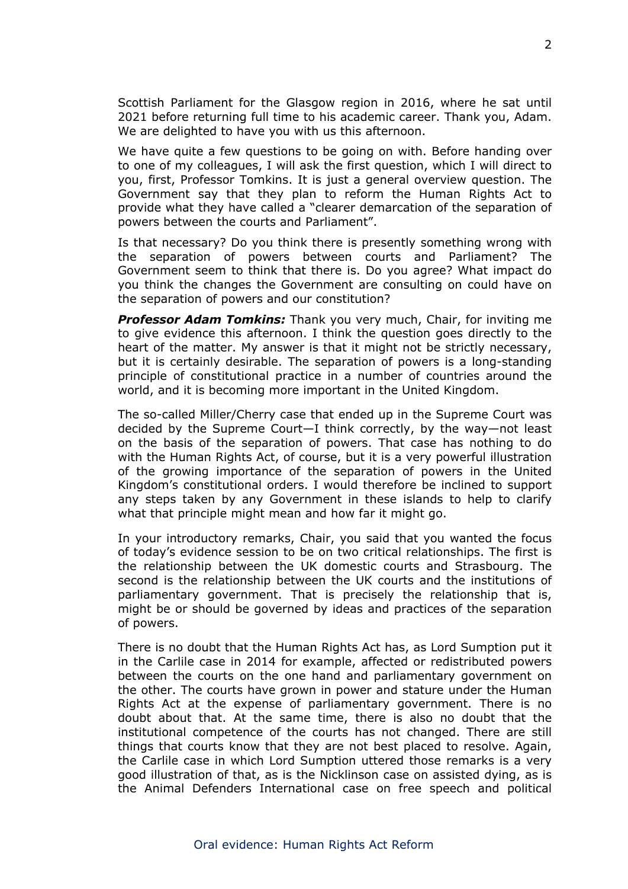Scottish Parliament for the Glasgow region in 2016, where he sat until 2021 before returning full time to his academic career. Thank you, Adam. We are delighted to have you with us this afternoon.

We have quite a few questions to be going on with. Before handing over to one of my colleagues, I will ask the first question, which I will direct to you, first, Professor Tomkins. It is just a general overview question. The Government say that they plan to reform the Human Rights Act to provide what they have called a "clearer demarcation of the separation of powers between the courts and Parliament".

Is that necessary? Do you think there is presently something wrong with the separation of powers between courts and Parliament? The Government seem to think that there is. Do you agree? What impact do you think the changes the Government are consulting on could have on the separation of powers and our constitution?

***Professor Adam Tomkins:*** Thank you very much, Chair, for inviting me to give evidence this afternoon. I think the question goes directly to the heart of the matter. My answer is that it might not be strictly necessary, but it is certainly desirable. The separation of powers is a long-standing principle of constitutional practice in a number of countries around the world, and it is becoming more important in the United Kingdom.

The so-called Miller/Cherry case that ended up in the Supreme Court was decided by the Supreme Court—I think correctly, by the way—not least on the basis of the separation of powers. That case has nothing to do with the Human Rights Act, of course, but it is a very powerful illustration of the growing importance of the separation of powers in the United Kingdom's constitutional orders. I would therefore be inclined to support any steps taken by any Government in these islands to help to clarify what that principle might mean and how far it might go.

In your introductory remarks, Chair, you said that you wanted the focus of today's evidence session to be on two critical relationships. The first is the relationship between the UK domestic courts and Strasbourg. The second is the relationship between the UK courts and the institutions of parliamentary government. That is precisely the relationship that is, might be or should be governed by ideas and practices of the separation of powers.

There is no doubt that the Human Rights Act has, as Lord Sumption put it in the Carlile case in 2014 for example, affected or redistributed powers between the courts on the one hand and parliamentary government on the other. The courts have grown in power and stature under the Human Rights Act at the expense of parliamentary government. There is no doubt about that. At the same time, there is also no doubt that the institutional competence of the courts has not changed. There are still things that courts know that they are not best placed to resolve. Again, the Carlile case in which Lord Sumption uttered those remarks is a very good illustration of that, as is the Nicklinson case on assisted dying, as is the Animal Defenders International case on free speech and political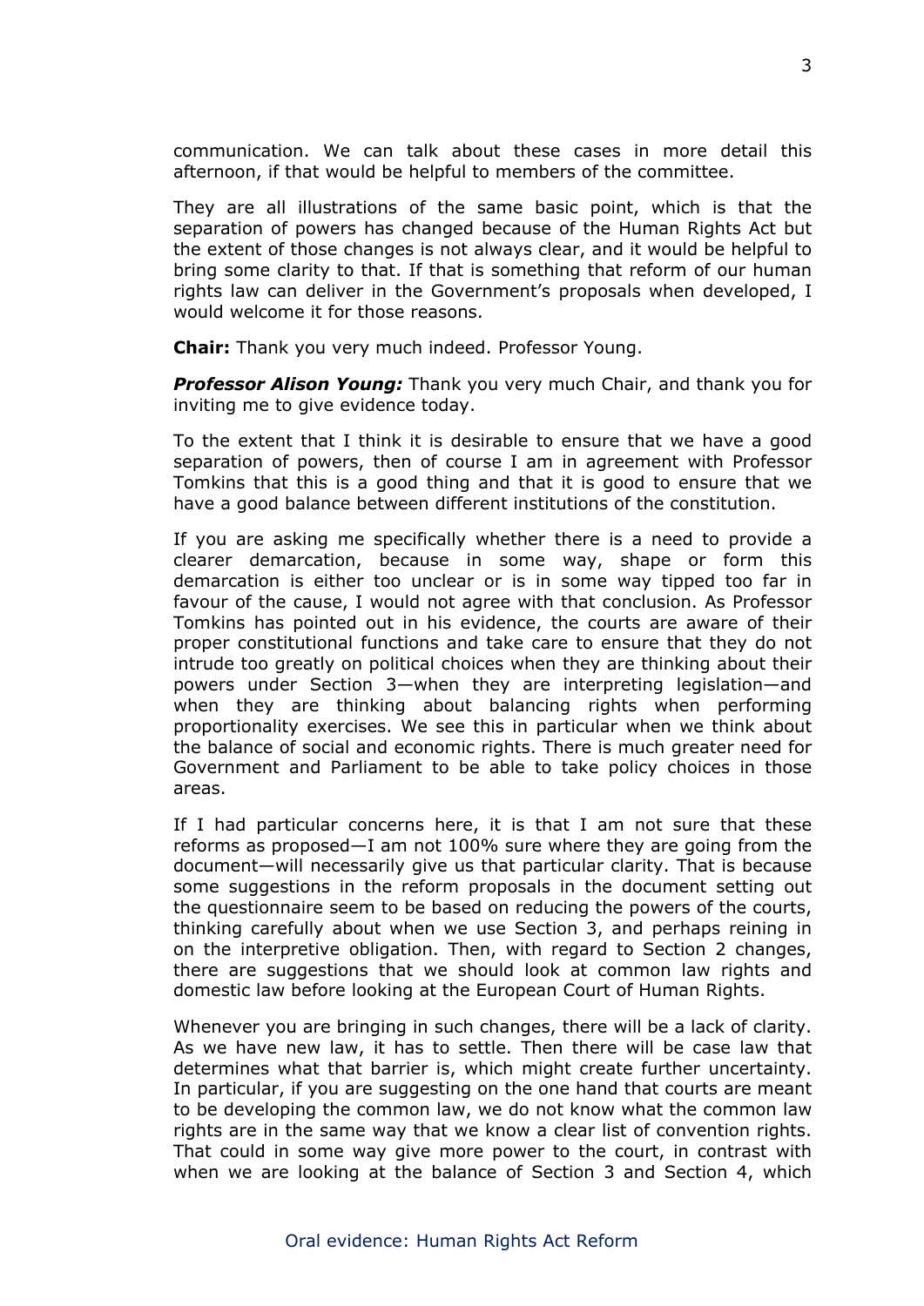communication. We can talk about these cases in more detail this afternoon, if that would be helpful to members of the committee.

They are all illustrations of the same basic point, which is that the separation of powers has changed because of the Human Rights Act but the extent of those changes is not always clear, and it would be helpful to bring some clarity to that. If that is something that reform of our human rights law can deliver in the Government's proposals when developed, I would welcome it for those reasons.

**Chair:** Thank you very much indeed. Professor Young.

***Professor Alison Young:*** Thank you very much Chair, and thank you for inviting me to give evidence today.

To the extent that I think it is desirable to ensure that we have a good separation of powers, then of course I am in agreement with Professor Tomkins that this is a good thing and that it is good to ensure that we have a good balance between different institutions of the constitution.

If you are asking me specifically whether there is a need to provide a clearer demarcation, because in some way, shape or form this demarcation is either too unclear or is in some way tipped too far in favour of the cause, I would not agree with that conclusion. As Professor Tomkins has pointed out in his evidence, the courts are aware of their proper constitutional functions and take care to ensure that they do not intrude too greatly on political choices when they are thinking about their powers under Section 3—when they are interpreting legislation—and when they are thinking about balancing rights when performing proportionality exercises. We see this in particular when we think about the balance of social and economic rights. There is much greater need for Government and Parliament to be able to take policy choices in those areas.

If I had particular concerns here, it is that I am not sure that these reforms as proposed—I am not 100% sure where they are going from the document—will necessarily give us that particular clarity. That is because some suggestions in the reform proposals in the document setting out the questionnaire seem to be based on reducing the powers of the courts, thinking carefully about when we use Section 3, and perhaps reining in on the interpretive obligation. Then, with regard to Section 2 changes, there are suggestions that we should look at common law rights and domestic law before looking at the European Court of Human Rights.

Whenever you are bringing in such changes, there will be a lack of clarity. As we have new law, it has to settle. Then there will be case law that determines what that barrier is, which might create further uncertainty. In particular, if you are suggesting on the one hand that courts are meant to be developing the common law, we do not know what the common law rights are in the same way that we know a clear list of convention rights. That could in some way give more power to the court, in contrast with when we are looking at the balance of Section 3 and Section 4, which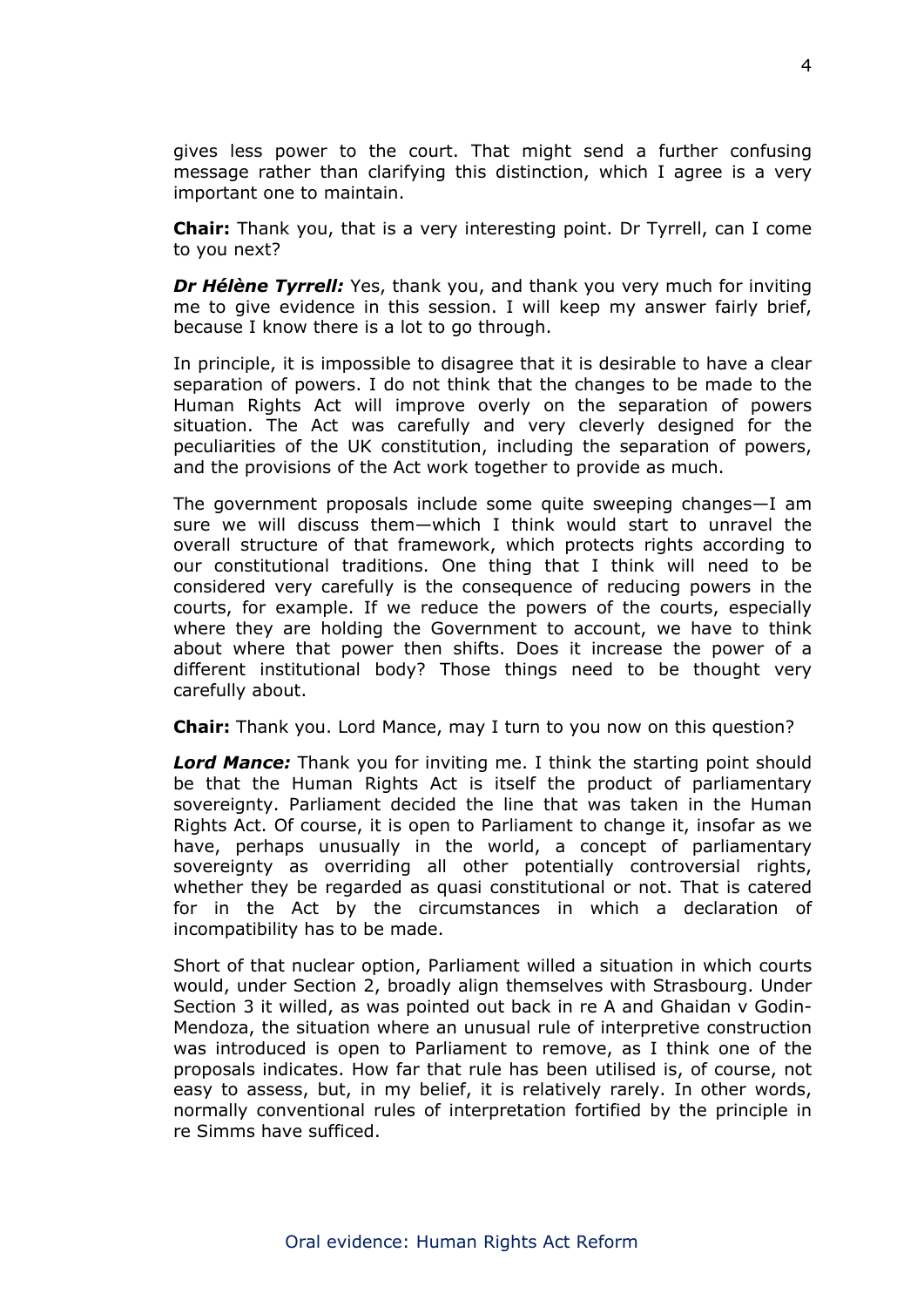gives less power to the court. That might send a further confusing message rather than clarifying this distinction, which I agree is a very important one to maintain.

**Chair:** Thank you, that is a very interesting point. Dr Tyrrell, can I come to you next?

***Dr Hélène Tyrrell:*** Yes, thank you, and thank you very much for inviting me to give evidence in this session. I will keep my answer fairly brief, because I know there is a lot to go through.

In principle, it is impossible to disagree that it is desirable to have a clear separation of powers. I do not think that the changes to be made to the Human Rights Act will improve overly on the separation of powers situation. The Act was carefully and very cleverly designed for the peculiarities of the UK constitution, including the separation of powers, and the provisions of the Act work together to provide as much.

The government proposals include some quite sweeping changes—I am sure we will discuss them—which I think would start to unravel the overall structure of that framework, which protects rights according to our constitutional traditions. One thing that I think will need to be considered very carefully is the consequence of reducing powers in the courts, for example. If we reduce the powers of the courts, especially where they are holding the Government to account, we have to think about where that power then shifts. Does it increase the power of a different institutional body? Those things need to be thought very carefully about.

**Chair:** Thank you. Lord Mance, may I turn to you now on this question?

***Lord Mance:*** Thank you for inviting me. I think the starting point should be that the Human Rights Act is itself the product of parliamentary sovereignty. Parliament decided the line that was taken in the Human Rights Act. Of course, it is open to Parliament to change it, insofar as we have, perhaps unusually in the world, a concept of parliamentary sovereignty as overriding all other potentially controversial rights, whether they be regarded as quasi constitutional or not. That is catered for in the Act by the circumstances in which a declaration of incompatibility has to be made.

Short of that nuclear option, Parliament willed a situation in which courts would, under Section 2, broadly align themselves with Strasbourg. Under Section 3 it willed, as was pointed out back in re A and Ghaidan v Godin-Mendoza, the situation where an unusual rule of interpretive construction was introduced is open to Parliament to remove, as I think one of the proposals indicates. How far that rule has been utilised is, of course, not easy to assess, but, in my belief, it is relatively rarely. In other words, normally conventional rules of interpretation fortified by the principle in re Simms have sufficed.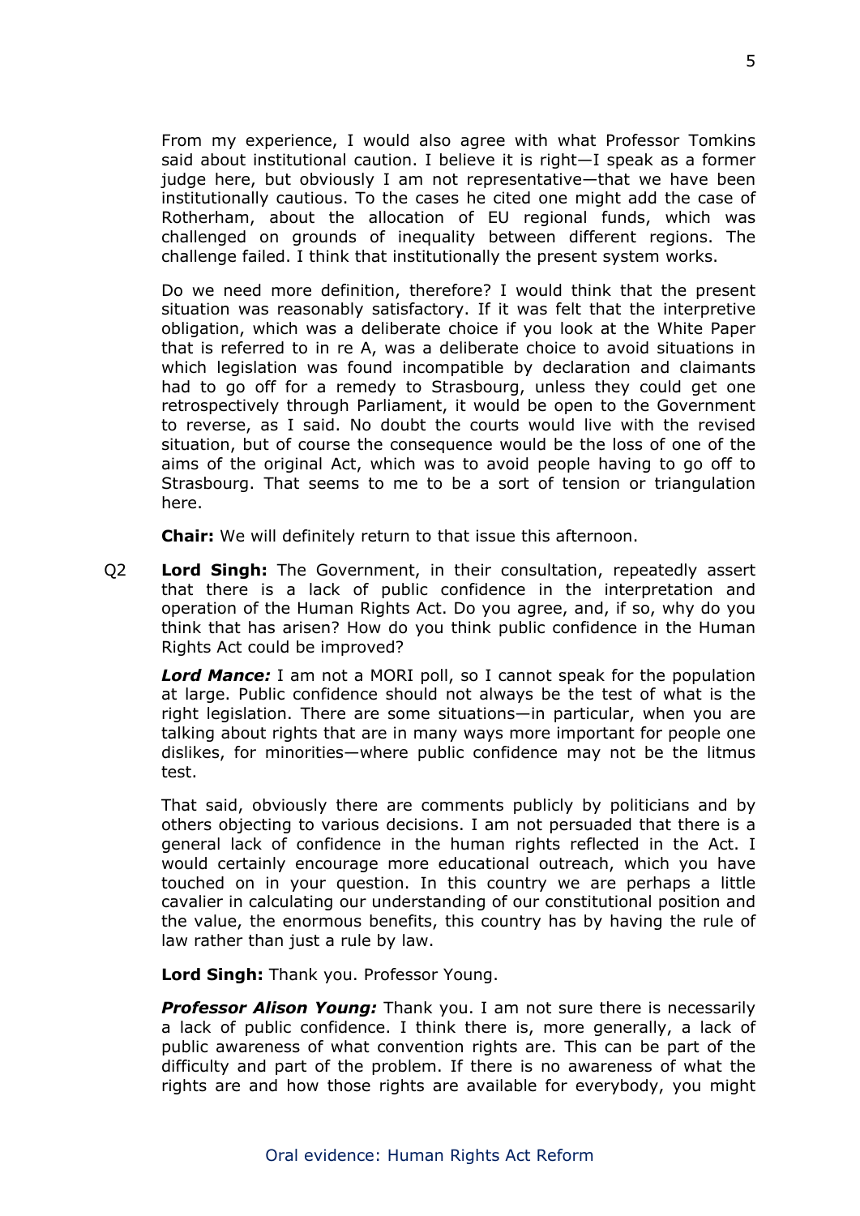From my experience, I would also agree with what Professor Tomkins said about institutional caution. I believe it is right—I speak as a former judge here, but obviously I am not representative—that we have been institutionally cautious. To the cases he cited one might add the case of Rotherham, about the allocation of EU regional funds, which was challenged on grounds of inequality between different regions. The challenge failed. I think that institutionally the present system works.

Do we need more definition, therefore? I would think that the present situation was reasonably satisfactory. If it was felt that the interpretive obligation, which was a deliberate choice if you look at the White Paper that is referred to in re A, was a deliberate choice to avoid situations in which legislation was found incompatible by declaration and claimants had to go off for a remedy to Strasbourg, unless they could get one retrospectively through Parliament, it would be open to the Government to reverse, as I said. No doubt the courts would live with the revised situation, but of course the consequence would be the loss of one of the aims of the original Act, which was to avoid people having to go off to Strasbourg. That seems to me to be a sort of tension or triangulation here.

**Chair:** We will definitely return to that issue this afternoon.

Q2 **Lord Singh:** The Government, in their consultation, repeatedly assert that there is a lack of public confidence in the interpretation and operation of the Human Rights Act. Do you agree, and, if so, why do you think that has arisen? How do you think public confidence in the Human Rights Act could be improved?

***Lord Mance:*** I am not a MORI poll, so I cannot speak for the population at large. Public confidence should not always be the test of what is the right legislation. There are some situations—in particular, when you are talking about rights that are in many ways more important for people one dislikes, for minorities—where public confidence may not be the litmus test.

That said, obviously there are comments publicly by politicians and by others objecting to various decisions. I am not persuaded that there is a general lack of confidence in the human rights reflected in the Act. I would certainly encourage more educational outreach, which you have touched on in your question. In this country we are perhaps a little cavalier in calculating our understanding of our constitutional position and the value, the enormous benefits, this country has by having the rule of law rather than just a rule by law.

**Lord Singh:** Thank you. Professor Young.

***Professor Alison Young:*** Thank you. I am not sure there is necessarily a lack of public confidence. I think there is, more generally, a lack of public awareness of what convention rights are. This can be part of the difficulty and part of the problem. If there is no awareness of what the rights are and how those rights are available for everybody, you might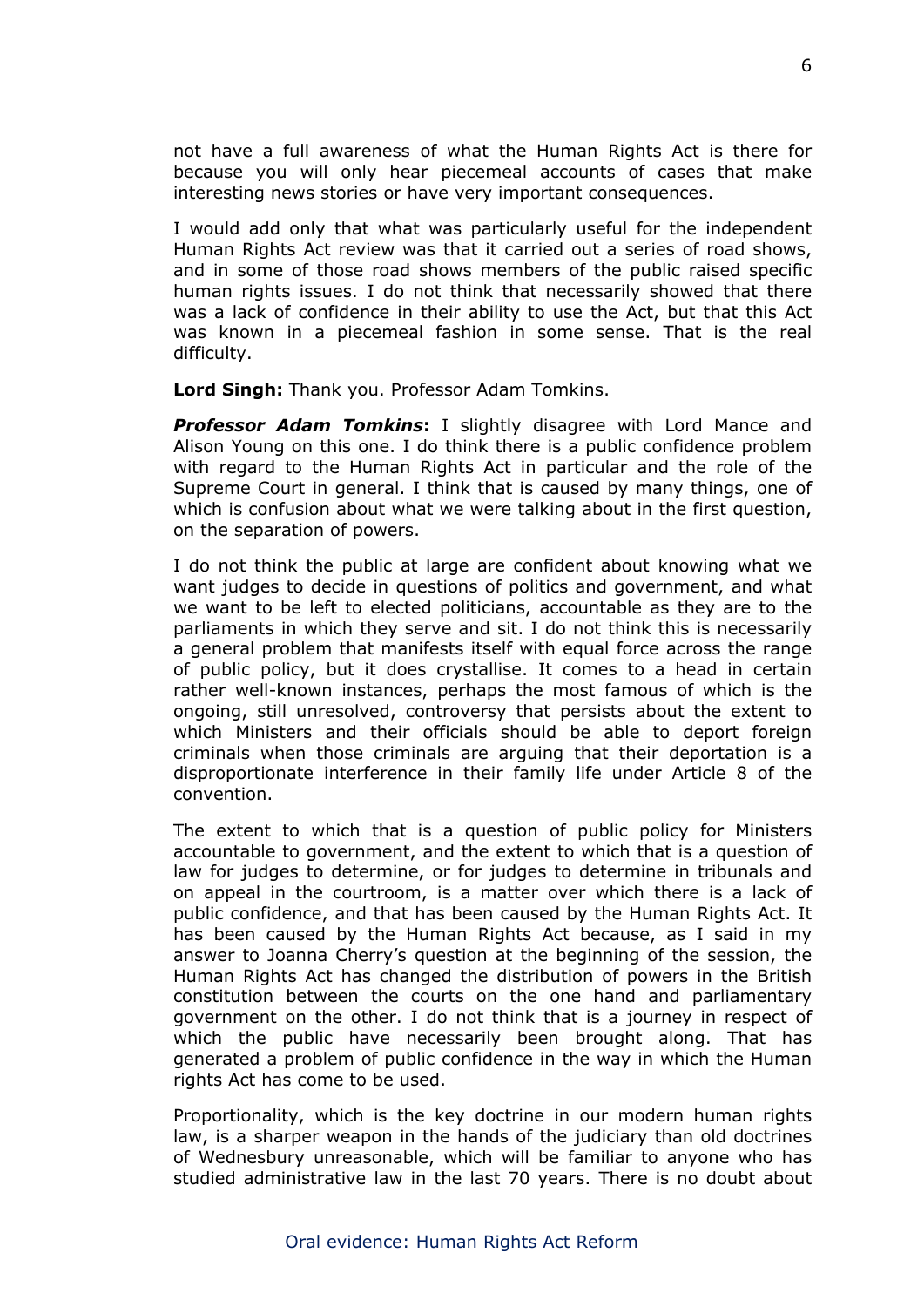not have a full awareness of what the Human Rights Act is there for because you will only hear piecemeal accounts of cases that make interesting news stories or have very important consequences.

I would add only that what was particularly useful for the independent Human Rights Act review was that it carried out a series of road shows, and in some of those road shows members of the public raised specific human rights issues. I do not think that necessarily showed that there was a lack of confidence in their ability to use the Act, but that this Act was known in a piecemeal fashion in some sense. That is the real difficulty.

**Lord Singh:** Thank you. Professor Adam Tomkins.

***Professor Adam Tomkins*****:** I slightly disagree with Lord Mance and Alison Young on this one. I do think there is a public confidence problem with regard to the Human Rights Act in particular and the role of the Supreme Court in general. I think that is caused by many things, one of which is confusion about what we were talking about in the first question, on the separation of powers.

I do not think the public at large are confident about knowing what we want judges to decide in questions of politics and government, and what we want to be left to elected politicians, accountable as they are to the parliaments in which they serve and sit. I do not think this is necessarily a general problem that manifests itself with equal force across the range of public policy, but it does crystallise. It comes to a head in certain rather well-known instances, perhaps the most famous of which is the ongoing, still unresolved, controversy that persists about the extent to which Ministers and their officials should be able to deport foreign criminals when those criminals are arguing that their deportation is a disproportionate interference in their family life under Article 8 of the convention.

The extent to which that is a question of public policy for Ministers accountable to government, and the extent to which that is a question of law for judges to determine, or for judges to determine in tribunals and on appeal in the courtroom, is a matter over which there is a lack of public confidence, and that has been caused by the Human Rights Act. It has been caused by the Human Rights Act because, as I said in my answer to Joanna Cherry's question at the beginning of the session, the Human Rights Act has changed the distribution of powers in the British constitution between the courts on the one hand and parliamentary government on the other. I do not think that is a journey in respect of which the public have necessarily been brought along. That has generated a problem of public confidence in the way in which the Human rights Act has come to be used.

Proportionality, which is the key doctrine in our modern human rights law, is a sharper weapon in the hands of the judiciary than old doctrines of Wednesbury unreasonable, which will be familiar to anyone who has studied administrative law in the last 70 years. There is no doubt about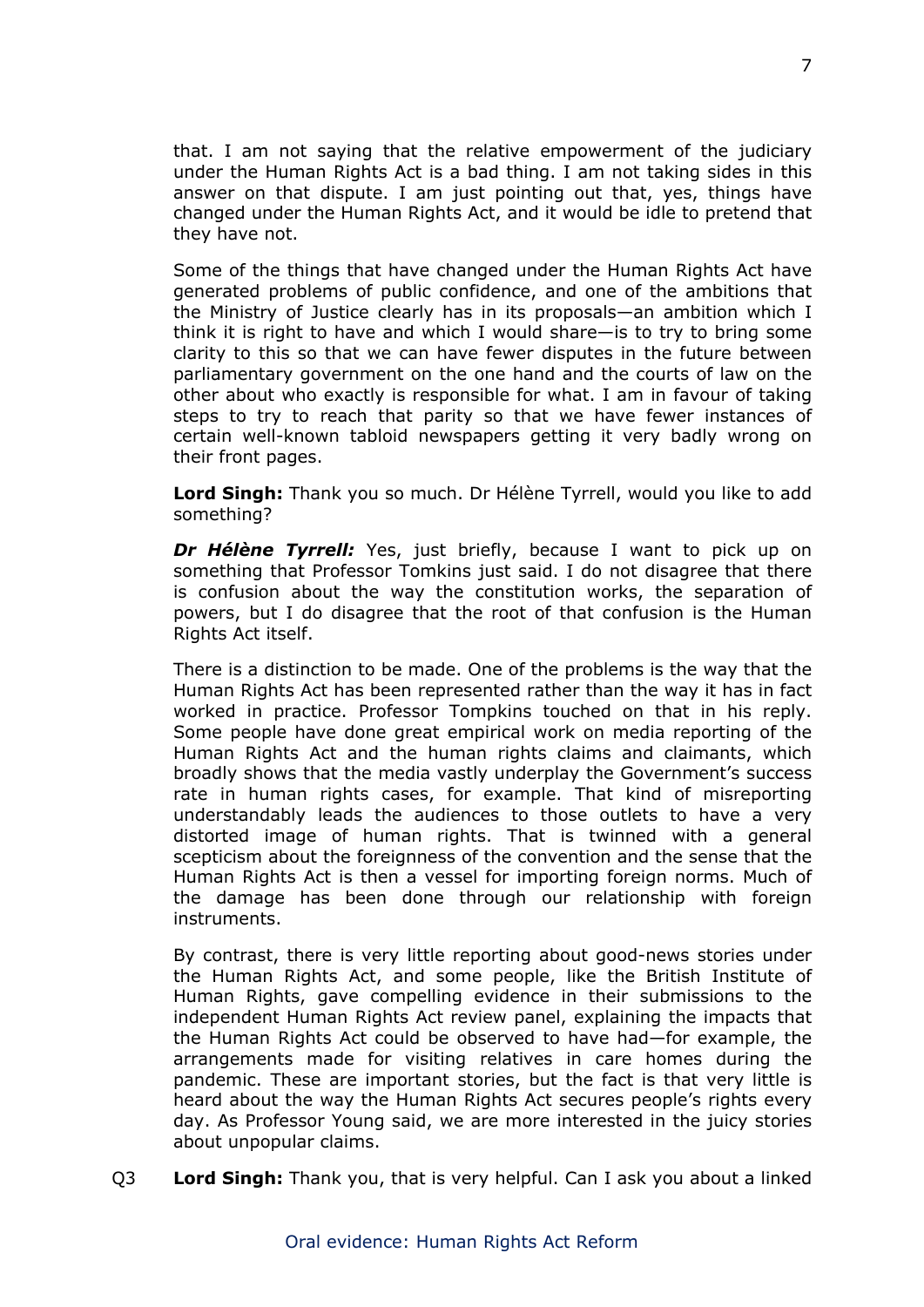that. I am not saying that the relative empowerment of the judiciary under the Human Rights Act is a bad thing. I am not taking sides in this answer on that dispute. I am just pointing out that, yes, things have changed under the Human Rights Act, and it would be idle to pretend that they have not.

Some of the things that have changed under the Human Rights Act have generated problems of public confidence, and one of the ambitions that the Ministry of Justice clearly has in its proposals—an ambition which I think it is right to have and which I would share—is to try to bring some clarity to this so that we can have fewer disputes in the future between parliamentary government on the one hand and the courts of law on the other about who exactly is responsible for what. I am in favour of taking steps to try to reach that parity so that we have fewer instances of certain well-known tabloid newspapers getting it very badly wrong on their front pages.

**Lord Singh:** Thank you so much. Dr Hélène Tyrrell, would you like to add something?

***Dr Hélène Tyrrell:*** Yes, just briefly, because I want to pick up on something that Professor Tomkins just said. I do not disagree that there is confusion about the way the constitution works, the separation of powers, but I do disagree that the root of that confusion is the Human Rights Act itself.

There is a distinction to be made. One of the problems is the way that the Human Rights Act has been represented rather than the way it has in fact worked in practice. Professor Tompkins touched on that in his reply. Some people have done great empirical work on media reporting of the Human Rights Act and the human rights claims and claimants, which broadly shows that the media vastly underplay the Government's success rate in human rights cases, for example. That kind of misreporting understandably leads the audiences to those outlets to have a very distorted image of human rights. That is twinned with a general scepticism about the foreignness of the convention and the sense that the Human Rights Act is then a vessel for importing foreign norms. Much of the damage has been done through our relationship with foreign instruments.

By contrast, there is very little reporting about good-news stories under the Human Rights Act, and some people, like the British Institute of Human Rights, gave compelling evidence in their submissions to the independent Human Rights Act review panel, explaining the impacts that the Human Rights Act could be observed to have had—for example, the arrangements made for visiting relatives in care homes during the pandemic. These are important stories, but the fact is that very little is heard about the way the Human Rights Act secures people's rights every day. As Professor Young said, we are more interested in the juicy stories about unpopular claims.

Q3 **Lord Singh:** Thank you, that is very helpful. Can I ask you about a linked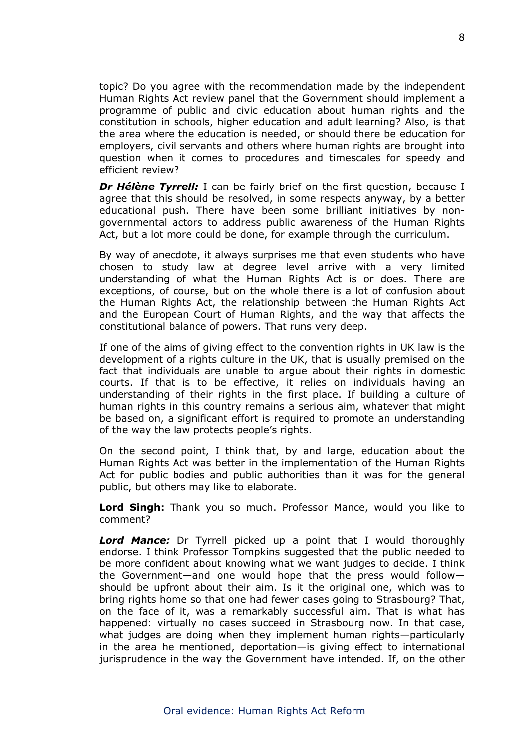topic? Do you agree with the recommendation made by the independent Human Rights Act review panel that the Government should implement a programme of public and civic education about human rights and the constitution in schools, higher education and adult learning? Also, is that the area where the education is needed, or should there be education for employers, civil servants and others where human rights are brought into question when it comes to procedures and timescales for speedy and efficient review?

***Dr Hélène Tyrrell:*** I can be fairly brief on the first question, because I agree that this should be resolved, in some respects anyway, by a better educational push. There have been some brilliant initiatives by non-governmental actors to address public awareness of the Human Rights Act, but a lot more could be done, for example through the curriculum.

By way of anecdote, it always surprises me that even students who have chosen to study law at degree level arrive with a very limited understanding of what the Human Rights Act is or does. There are exceptions, of course, but on the whole there is a lot of confusion about the Human Rights Act, the relationship between the Human Rights Act and the European Court of Human Rights, and the way that affects the constitutional balance of powers. That runs very deep.

If one of the aims of giving effect to the convention rights in UK law is the development of a rights culture in the UK, that is usually premised on the fact that individuals are unable to argue about their rights in domestic courts. If that is to be effective, it relies on individuals having an understanding of their rights in the first place. If building a culture of human rights in this country remains a serious aim, whatever that might be based on, a significant effort is required to promote an understanding of the way the law protects people's rights.

On the second point, I think that, by and large, education about the Human Rights Act was better in the implementation of the Human Rights Act for public bodies and public authorities than it was for the general public, but others may like to elaborate.

**Lord Singh:** Thank you so much. Professor Mance, would you like to comment?

***Lord Mance:*** Dr Tyrrell picked up a point that I would thoroughly endorse. I think Professor Tompkins suggested that the public needed to be more confident about knowing what we want judges to decide. I think the Government—and one would hope that the press would follow—should be upfront about their aim. Is it the original one, which was to bring rights home so that one had fewer cases going to Strasbourg? That, on the face of it, was a remarkably successful aim. That is what has happened: virtually no cases succeed in Strasbourg now. In that case, what judges are doing when they implement human rights—particularly in the area he mentioned, deportation—is giving effect to international jurisprudence in the way the Government have intended. If, on the other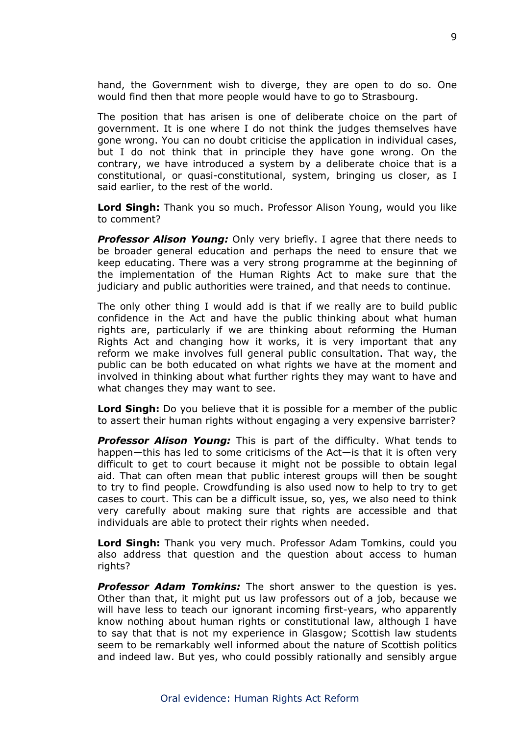hand, the Government wish to diverge, they are open to do so. One would find then that more people would have to go to Strasbourg.

The position that has arisen is one of deliberate choice on the part of government. It is one where I do not think the judges themselves have gone wrong. You can no doubt criticise the application in individual cases, but I do not think that in principle they have gone wrong. On the contrary, we have introduced a system by a deliberate choice that is a constitutional, or quasi-constitutional, system, bringing us closer, as I said earlier, to the rest of the world.

**Lord Singh:** Thank you so much. Professor Alison Young, would you like to comment?

***Professor Alison Young:*** Only very briefly. I agree that there needs to be broader general education and perhaps the need to ensure that we keep educating. There was a very strong programme at the beginning of the implementation of the Human Rights Act to make sure that the judiciary and public authorities were trained, and that needs to continue.

The only other thing I would add is that if we really are to build public confidence in the Act and have the public thinking about what human rights are, particularly if we are thinking about reforming the Human Rights Act and changing how it works, it is very important that any reform we make involves full general public consultation. That way, the public can be both educated on what rights we have at the moment and involved in thinking about what further rights they may want to have and what changes they may want to see.

**Lord Singh:** Do you believe that it is possible for a member of the public to assert their human rights without engaging a very expensive barrister?

***Professor Alison Young:*** This is part of the difficulty. What tends to happen—this has led to some criticisms of the Act—is that it is often very difficult to get to court because it might not be possible to obtain legal aid. That can often mean that public interest groups will then be sought to try to find people. Crowdfunding is also used now to help to try to get cases to court. This can be a difficult issue, so, yes, we also need to think very carefully about making sure that rights are accessible and that individuals are able to protect their rights when needed.

**Lord Singh:** Thank you very much. Professor Adam Tomkins, could you also address that question and the question about access to human rights?

***Professor Adam Tomkins:*** The short answer to the question is yes. Other than that, it might put us law professors out of a job, because we will have less to teach our ignorant incoming first-years, who apparently know nothing about human rights or constitutional law, although I have to say that that is not my experience in Glasgow; Scottish law students seem to be remarkably well informed about the nature of Scottish politics and indeed law. But yes, who could possibly rationally and sensibly argue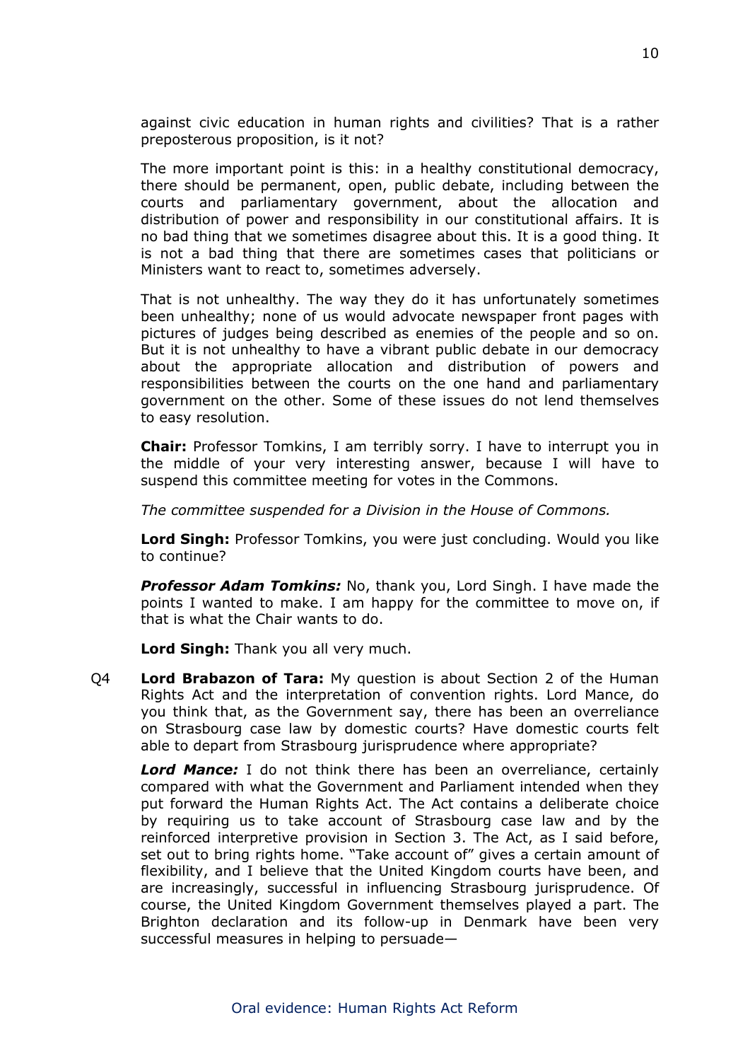against civic education in human rights and civilities? That is a rather preposterous proposition, is it not?

The more important point is this: in a healthy constitutional democracy, there should be permanent, open, public debate, including between the courts and parliamentary government, about the allocation and distribution of power and responsibility in our constitutional affairs. It is no bad thing that we sometimes disagree about this. It is a good thing. It is not a bad thing that there are sometimes cases that politicians or Ministers want to react to, sometimes adversely.

That is not unhealthy. The way they do it has unfortunately sometimes been unhealthy; none of us would advocate newspaper front pages with pictures of judges being described as enemies of the people and so on. But it is not unhealthy to have a vibrant public debate in our democracy about the appropriate allocation and distribution of powers and responsibilities between the courts on the one hand and parliamentary government on the other. Some of these issues do not lend themselves to easy resolution.

**Chair:** Professor Tomkins, I am terribly sorry. I have to interrupt you in the middle of your very interesting answer, because I will have to suspend this committee meeting for votes in the Commons.

*The committee suspended for a Division in the House of Commons.*

**Lord Singh:** Professor Tomkins, you were just concluding. Would you like to continue?

***Professor Adam Tomkins:*** No, thank you, Lord Singh. I have made the points I wanted to make. I am happy for the committee to move on, if that is what the Chair wants to do.

**Lord Singh:** Thank you all very much.

Q4 **Lord Brabazon of Tara:** My question is about Section 2 of the Human Rights Act and the interpretation of convention rights. Lord Mance, do you think that, as the Government say, there has been an overreliance on Strasbourg case law by domestic courts? Have domestic courts felt able to depart from Strasbourg jurisprudence where appropriate?

***Lord Mance:*** I do not think there has been an overreliance, certainly compared with what the Government and Parliament intended when they put forward the Human Rights Act. The Act contains a deliberate choice by requiring us to take account of Strasbourg case law and by the reinforced interpretive provision in Section 3. The Act, as I said before, set out to bring rights home. "Take account of" gives a certain amount of flexibility, and I believe that the United Kingdom courts have been, and are increasingly, successful in influencing Strasbourg jurisprudence. Of course, the United Kingdom Government themselves played a part. The Brighton declaration and its follow-up in Denmark have been very successful measures in helping to persuade—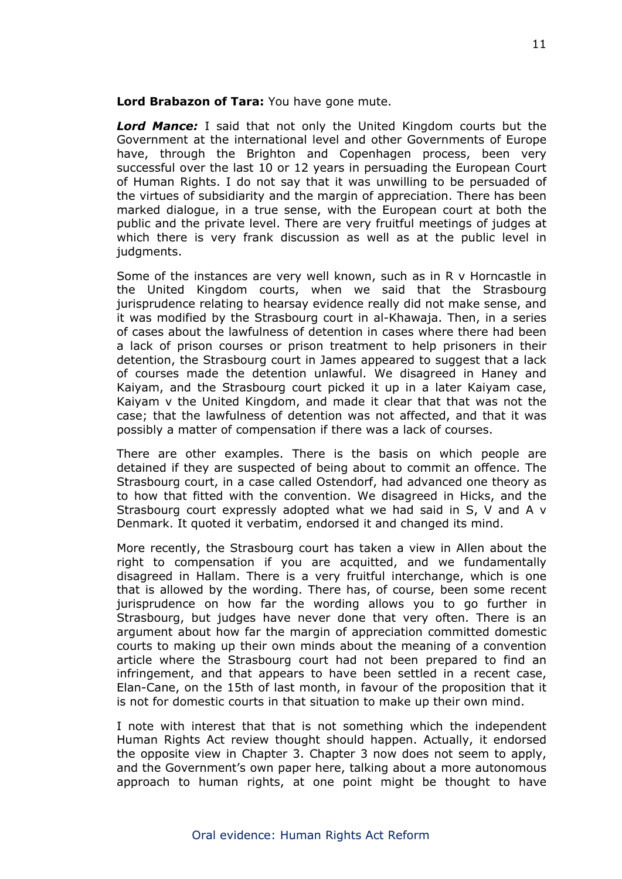**Lord Brabazon of Tara:** You have gone mute.

***Lord Mance:*** I said that not only the United Kingdom courts but the Government at the international level and other Governments of Europe have, through the Brighton and Copenhagen process, been very successful over the last 10 or 12 years in persuading the European Court of Human Rights. I do not say that it was unwilling to be persuaded of the virtues of subsidiarity and the margin of appreciation. There has been marked dialogue, in a true sense, with the European court at both the public and the private level. There are very fruitful meetings of judges at which there is very frank discussion as well as at the public level in judgments.

Some of the instances are very well known, such as in R v Horncastle in the United Kingdom courts, when we said that the Strasbourg jurisprudence relating to hearsay evidence really did not make sense, and it was modified by the Strasbourg court in al-Khawaja. Then, in a series of cases about the lawfulness of detention in cases where there had been a lack of prison courses or prison treatment to help prisoners in their detention, the Strasbourg court in James appeared to suggest that a lack of courses made the detention unlawful. We disagreed in Haney and Kaiyam, and the Strasbourg court picked it up in a later Kaiyam case, Kaiyam v the United Kingdom, and made it clear that that was not the case; that the lawfulness of detention was not affected, and that it was possibly a matter of compensation if there was a lack of courses.

There are other examples. There is the basis on which people are detained if they are suspected of being about to commit an offence. The Strasbourg court, in a case called Ostendorf, had advanced one theory as to how that fitted with the convention. We disagreed in Hicks, and the Strasbourg court expressly adopted what we had said in S, V and A v Denmark. It quoted it verbatim, endorsed it and changed its mind.

More recently, the Strasbourg court has taken a view in Allen about the right to compensation if you are acquitted, and we fundamentally disagreed in Hallam. There is a very fruitful interchange, which is one that is allowed by the wording. There has, of course, been some recent jurisprudence on how far the wording allows you to go further in Strasbourg, but judges have never done that very often. There is an argument about how far the margin of appreciation committed domestic courts to making up their own minds about the meaning of a convention article where the Strasbourg court had not been prepared to find an infringement, and that appears to have been settled in a recent case, Elan-Cane, on the 15th of last month, in favour of the proposition that it is not for domestic courts in that situation to make up their own mind.

I note with interest that that is not something which the independent Human Rights Act review thought should happen. Actually, it endorsed the opposite view in Chapter 3. Chapter 3 now does not seem to apply, and the Government's own paper here, talking about a more autonomous approach to human rights, at one point might be thought to have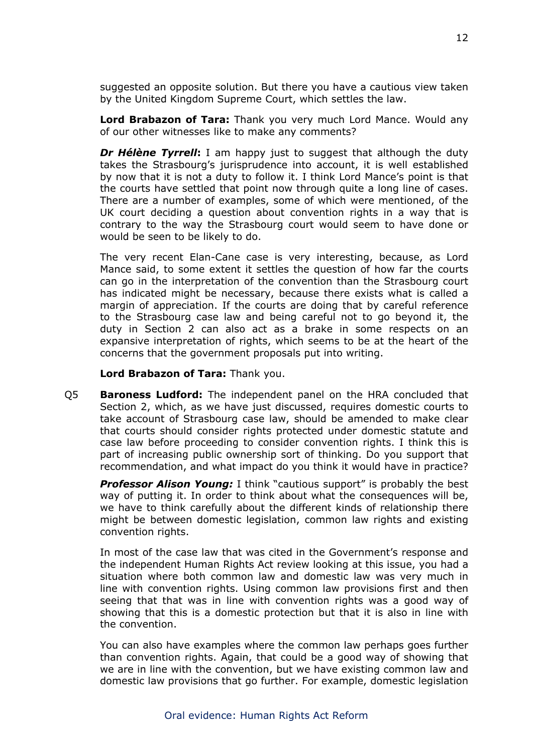suggested an opposite solution. But there you have a cautious view taken by the United Kingdom Supreme Court, which settles the law.

**Lord Brabazon of Tara:** Thank you very much Lord Mance. Would any of our other witnesses like to make any comments?

***Dr Hélène Tyrrell*:** I am happy just to suggest that although the duty takes the Strasbourg's jurisprudence into account, it is well established by now that it is not a duty to follow it. I think Lord Mance's point is that the courts have settled that point now through quite a long line of cases. There are a number of examples, some of which were mentioned, of the UK court deciding a question about convention rights in a way that is contrary to the way the Strasbourg court would seem to have done or would be seen to be likely to do.

The very recent Elan-Cane case is very interesting, because, as Lord Mance said, to some extent it settles the question of how far the courts can go in the interpretation of the convention than the Strasbourg court has indicated might be necessary, because there exists what is called a margin of appreciation. If the courts are doing that by careful reference to the Strasbourg case law and being careful not to go beyond it, the duty in Section 2 can also act as a brake in some respects on an expansive interpretation of rights, which seems to be at the heart of the concerns that the government proposals put into writing.

**Lord Brabazon of Tara:** Thank you.

Q5 **Baroness Ludford:** The independent panel on the HRA concluded that Section 2, which, as we have just discussed, requires domestic courts to take account of Strasbourg case law, should be amended to make clear that courts should consider rights protected under domestic statute and case law before proceeding to consider convention rights. I think this is part of increasing public ownership sort of thinking. Do you support that recommendation, and what impact do you think it would have in practice?

***Professor Alison Young:*** I think "cautious support" is probably the best way of putting it. In order to think about what the consequences will be, we have to think carefully about the different kinds of relationship there might be between domestic legislation, common law rights and existing convention rights.

In most of the case law that was cited in the Government's response and the independent Human Rights Act review looking at this issue, you had a situation where both common law and domestic law was very much in line with convention rights. Using common law provisions first and then seeing that that was in line with convention rights was a good way of showing that this is a domestic protection but that it is also in line with the convention.

You can also have examples where the common law perhaps goes further than convention rights. Again, that could be a good way of showing that we are in line with the convention, but we have existing common law and domestic law provisions that go further. For example, domestic legislation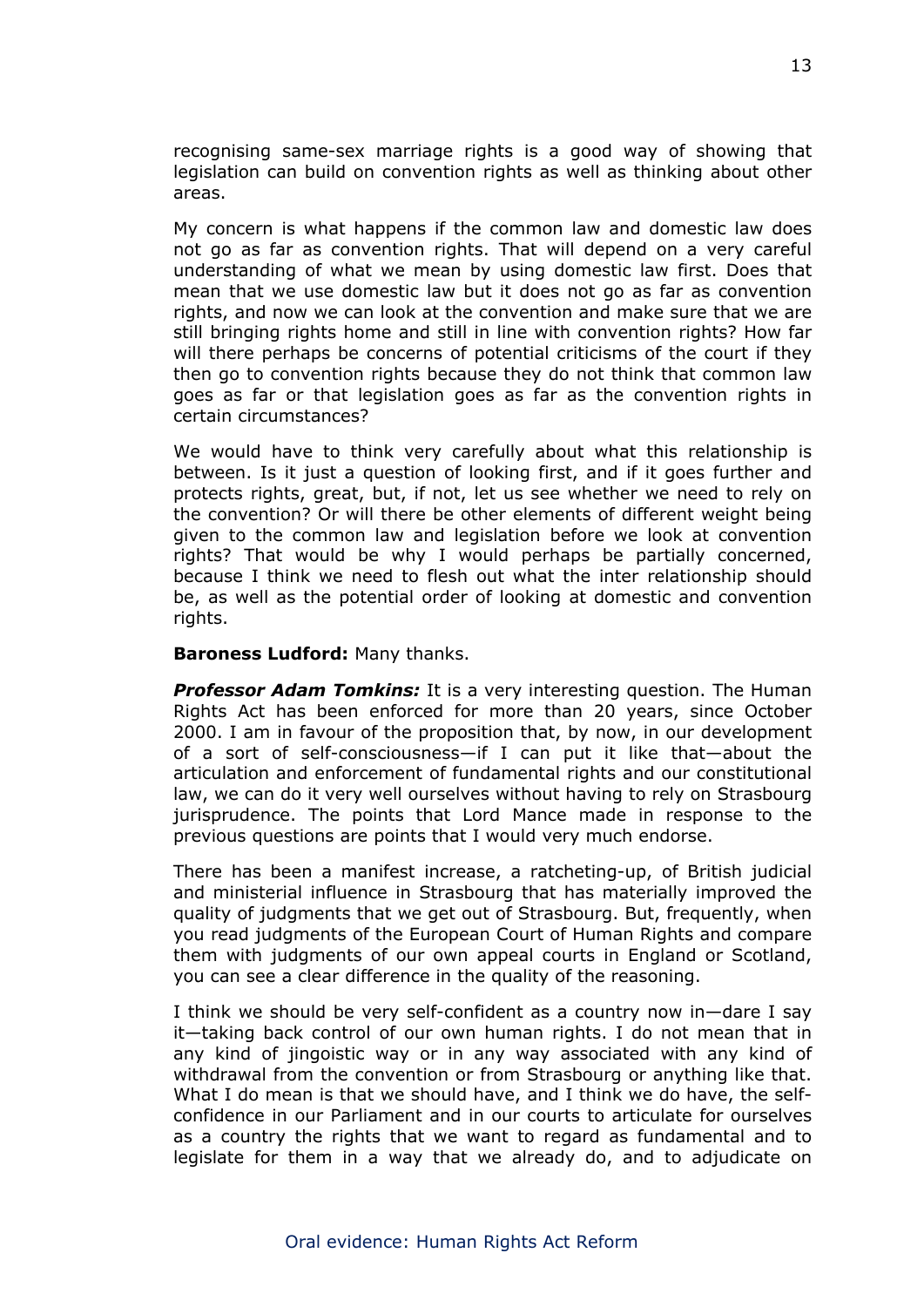recognising same-sex marriage rights is a good way of showing that legislation can build on convention rights as well as thinking about other areas.

My concern is what happens if the common law and domestic law does not go as far as convention rights. That will depend on a very careful understanding of what we mean by using domestic law first. Does that mean that we use domestic law but it does not go as far as convention rights, and now we can look at the convention and make sure that we are still bringing rights home and still in line with convention rights? How far will there perhaps be concerns of potential criticisms of the court if they then go to convention rights because they do not think that common law goes as far or that legislation goes as far as the convention rights in certain circumstances?

We would have to think very carefully about what this relationship is between. Is it just a question of looking first, and if it goes further and protects rights, great, but, if not, let us see whether we need to rely on the convention? Or will there be other elements of different weight being given to the common law and legislation before we look at convention rights? That would be why I would perhaps be partially concerned, because I think we need to flesh out what the inter relationship should be, as well as the potential order of looking at domestic and convention rights.

**Baroness Ludford:** Many thanks.

***Professor Adam Tomkins:*** It is a very interesting question. The Human Rights Act has been enforced for more than 20 years, since October 2000. I am in favour of the proposition that, by now, in our development of a sort of self-consciousness—if I can put it like that—about the articulation and enforcement of fundamental rights and our constitutional law, we can do it very well ourselves without having to rely on Strasbourg jurisprudence. The points that Lord Mance made in response to the previous questions are points that I would very much endorse.

There has been a manifest increase, a ratcheting-up, of British judicial and ministerial influence in Strasbourg that has materially improved the quality of judgments that we get out of Strasbourg. But, frequently, when you read judgments of the European Court of Human Rights and compare them with judgments of our own appeal courts in England or Scotland, you can see a clear difference in the quality of the reasoning.

I think we should be very self-confident as a country now in—dare I say it—taking back control of our own human rights. I do not mean that in any kind of jingoistic way or in any way associated with any kind of withdrawal from the convention or from Strasbourg or anything like that. What I do mean is that we should have, and I think we do have, the self-confidence in our Parliament and in our courts to articulate for ourselves as a country the rights that we want to regard as fundamental and to legislate for them in a way that we already do, and to adjudicate on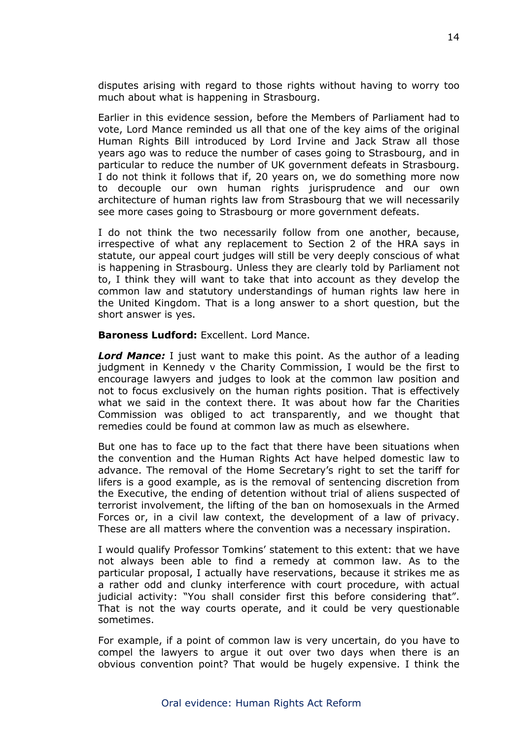disputes arising with regard to those rights without having to worry too much about what is happening in Strasbourg.

Earlier in this evidence session, before the Members of Parliament had to vote, Lord Mance reminded us all that one of the key aims of the original Human Rights Bill introduced by Lord Irvine and Jack Straw all those years ago was to reduce the number of cases going to Strasbourg, and in particular to reduce the number of UK government defeats in Strasbourg. I do not think it follows that if, 20 years on, we do something more now to decouple our own human rights jurisprudence and our own architecture of human rights law from Strasbourg that we will necessarily see more cases going to Strasbourg or more government defeats.

I do not think the two necessarily follow from one another, because, irrespective of what any replacement to Section 2 of the HRA says in statute, our appeal court judges will still be very deeply conscious of what is happening in Strasbourg. Unless they are clearly told by Parliament not to, I think they will want to take that into account as they develop the common law and statutory understandings of human rights law here in the United Kingdom. That is a long answer to a short question, but the short answer is yes.

**Baroness Ludford:** Excellent. Lord Mance.

***Lord Mance:*** I just want to make this point. As the author of a leading judgment in Kennedy v the Charity Commission, I would be the first to encourage lawyers and judges to look at the common law position and not to focus exclusively on the human rights position. That is effectively what we said in the context there. It was about how far the Charities Commission was obliged to act transparently, and we thought that remedies could be found at common law as much as elsewhere.

But one has to face up to the fact that there have been situations when the convention and the Human Rights Act have helped domestic law to advance. The removal of the Home Secretary's right to set the tariff for lifers is a good example, as is the removal of sentencing discretion from the Executive, the ending of detention without trial of aliens suspected of terrorist involvement, the lifting of the ban on homosexuals in the Armed Forces or, in a civil law context, the development of a law of privacy. These are all matters where the convention was a necessary inspiration.

I would qualify Professor Tomkins' statement to this extent: that we have not always been able to find a remedy at common law. As to the particular proposal, I actually have reservations, because it strikes me as a rather odd and clunky interference with court procedure, with actual judicial activity: "You shall consider first this before considering that". That is not the way courts operate, and it could be very questionable sometimes.

For example, if a point of common law is very uncertain, do you have to compel the lawyers to argue it out over two days when there is an obvious convention point? That would be hugely expensive. I think the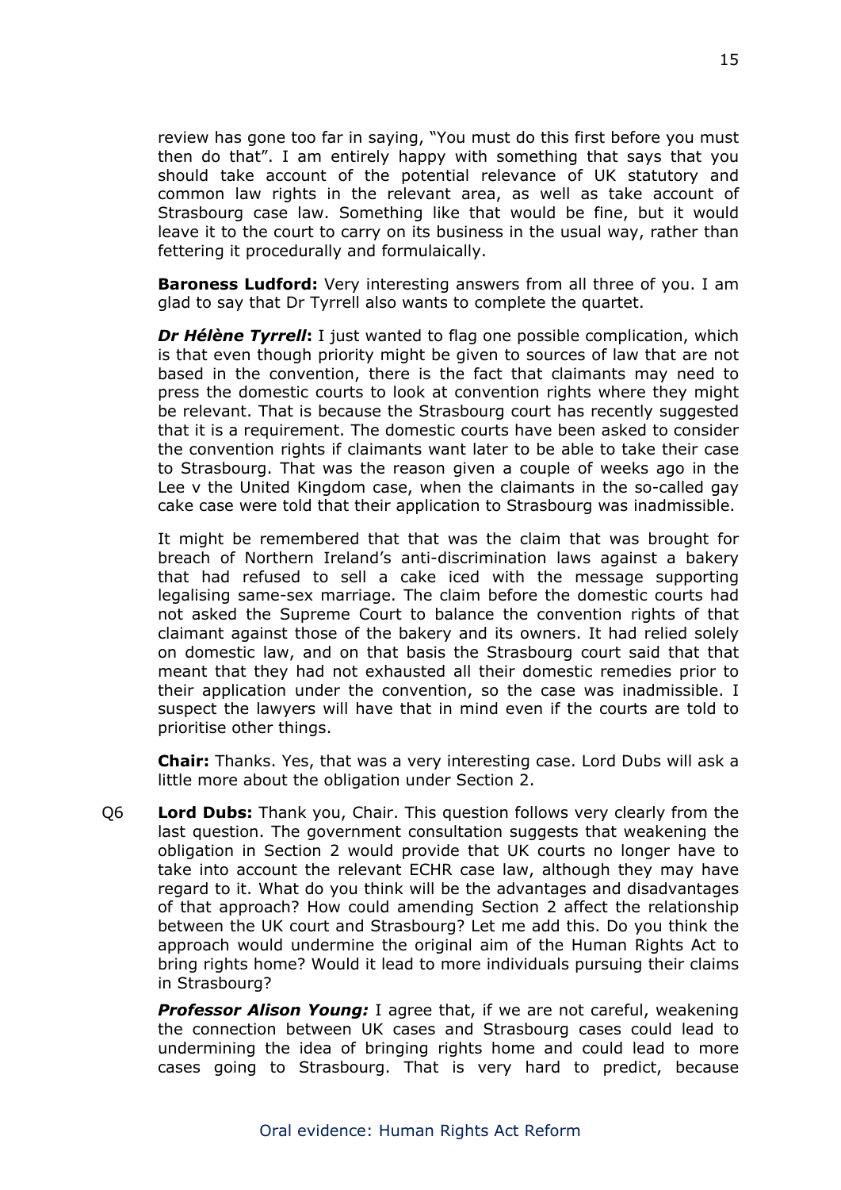review has gone too far in saying, "You must do this first before you must then do that". I am entirely happy with something that says that you should take account of the potential relevance of UK statutory and common law rights in the relevant area, as well as take account of Strasbourg case law. Something like that would be fine, but it would leave it to the court to carry on its business in the usual way, rather than fettering it procedurally and formulaically.

**Baroness Ludford:** Very interesting answers from all three of you. I am glad to say that Dr Tyrrell also wants to complete the quartet.

***Dr Hélène Tyrrell*:** I just wanted to flag one possible complication, which is that even though priority might be given to sources of law that are not based in the convention, there is the fact that claimants may need to press the domestic courts to look at convention rights where they might be relevant. That is because the Strasbourg court has recently suggested that it is a requirement. The domestic courts have been asked to consider the convention rights if claimants want later to be able to take their case to Strasbourg. That was the reason given a couple of weeks ago in the Lee v the United Kingdom case, when the claimants in the so-called gay cake case were told that their application to Strasbourg was inadmissible.

It might be remembered that that was the claim that was brought for breach of Northern Ireland's anti-discrimination laws against a bakery that had refused to sell a cake iced with the message supporting legalising same-sex marriage. The claim before the domestic courts had not asked the Supreme Court to balance the convention rights of that claimant against those of the bakery and its owners. It had relied solely on domestic law, and on that basis the Strasbourg court said that that meant that they had not exhausted all their domestic remedies prior to their application under the convention, so the case was inadmissible. I suspect the lawyers will have that in mind even if the courts are told to prioritise other things.

**Chair:** Thanks. Yes, that was a very interesting case. Lord Dubs will ask a little more about the obligation under Section 2.

Q6 **Lord Dubs:** Thank you, Chair. This question follows very clearly from the last question. The government consultation suggests that weakening the obligation in Section 2 would provide that UK courts no longer have to take into account the relevant ECHR case law, although they may have regard to it. What do you think will be the advantages and disadvantages of that approach? How could amending Section 2 affect the relationship between the UK court and Strasbourg? Let me add this. Do you think the approach would undermine the original aim of the Human Rights Act to bring rights home? Would it lead to more individuals pursuing their claims in Strasbourg?

***Professor Alison Young:*** I agree that, if we are not careful, weakening the connection between UK cases and Strasbourg cases could lead to undermining the idea of bringing rights home and could lead to more cases going to Strasbourg. That is very hard to predict, because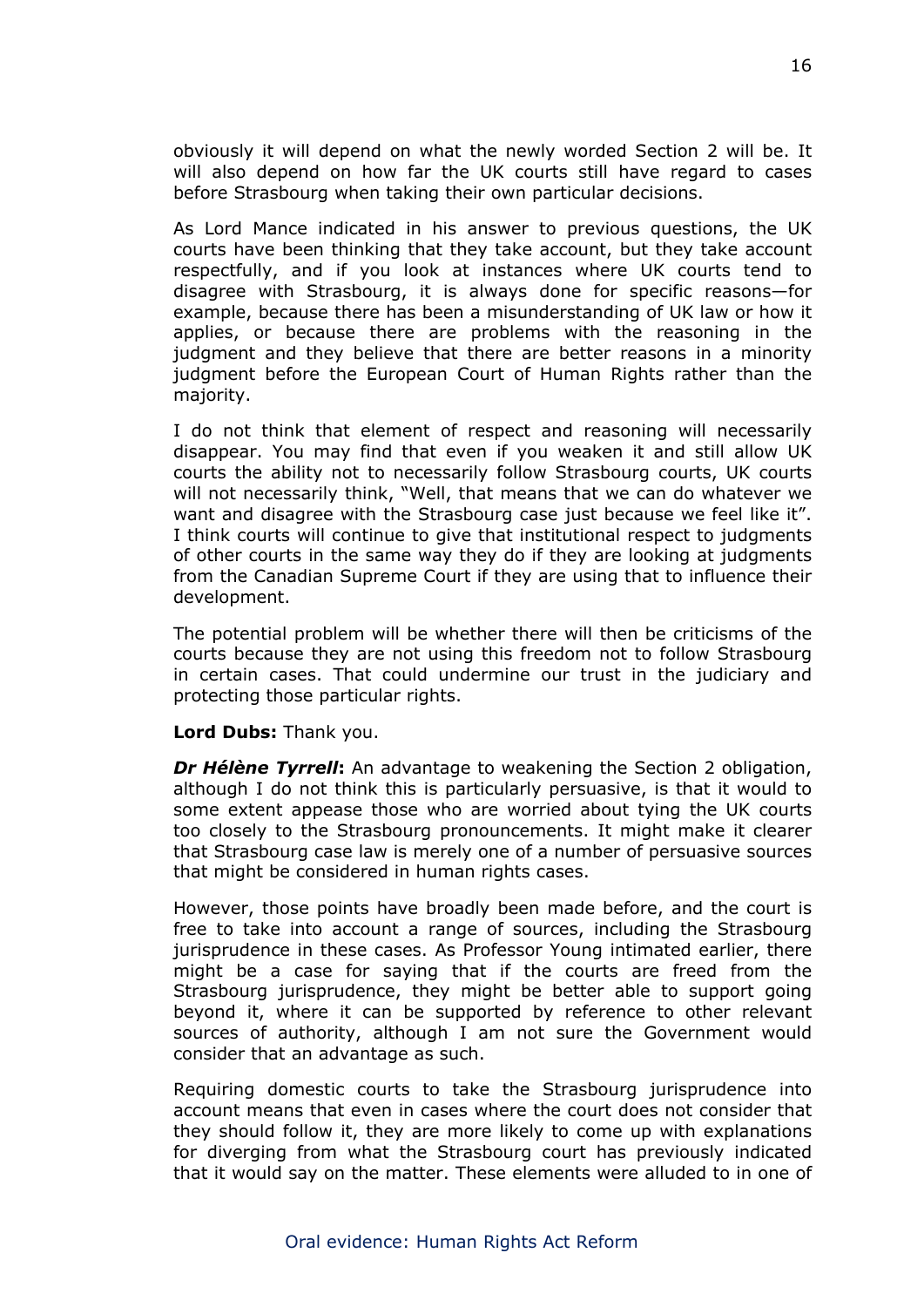obviously it will depend on what the newly worded Section 2 will be. It will also depend on how far the UK courts still have regard to cases before Strasbourg when taking their own particular decisions.

As Lord Mance indicated in his answer to previous questions, the UK courts have been thinking that they take account, but they take account respectfully, and if you look at instances where UK courts tend to disagree with Strasbourg, it is always done for specific reasons—for example, because there has been a misunderstanding of UK law or how it applies, or because there are problems with the reasoning in the judgment and they believe that there are better reasons in a minority judgment before the European Court of Human Rights rather than the majority.

I do not think that element of respect and reasoning will necessarily disappear. You may find that even if you weaken it and still allow UK courts the ability not to necessarily follow Strasbourg courts, UK courts will not necessarily think, "Well, that means that we can do whatever we want and disagree with the Strasbourg case just because we feel like it". I think courts will continue to give that institutional respect to judgments of other courts in the same way they do if they are looking at judgments from the Canadian Supreme Court if they are using that to influence their development.

The potential problem will be whether there will then be criticisms of the courts because they are not using this freedom not to follow Strasbourg in certain cases. That could undermine our trust in the judiciary and protecting those particular rights.

**Lord Dubs:** Thank you.

***Dr Hélène Tyrrell*:** An advantage to weakening the Section 2 obligation, although I do not think this is particularly persuasive, is that it would to some extent appease those who are worried about tying the UK courts too closely to the Strasbourg pronouncements. It might make it clearer that Strasbourg case law is merely one of a number of persuasive sources that might be considered in human rights cases.

However, those points have broadly been made before, and the court is free to take into account a range of sources, including the Strasbourg jurisprudence in these cases. As Professor Young intimated earlier, there might be a case for saying that if the courts are freed from the Strasbourg jurisprudence, they might be better able to support going beyond it, where it can be supported by reference to other relevant sources of authority, although I am not sure the Government would consider that an advantage as such.

Requiring domestic courts to take the Strasbourg jurisprudence into account means that even in cases where the court does not consider that they should follow it, they are more likely to come up with explanations for diverging from what the Strasbourg court has previously indicated that it would say on the matter. These elements were alluded to in one of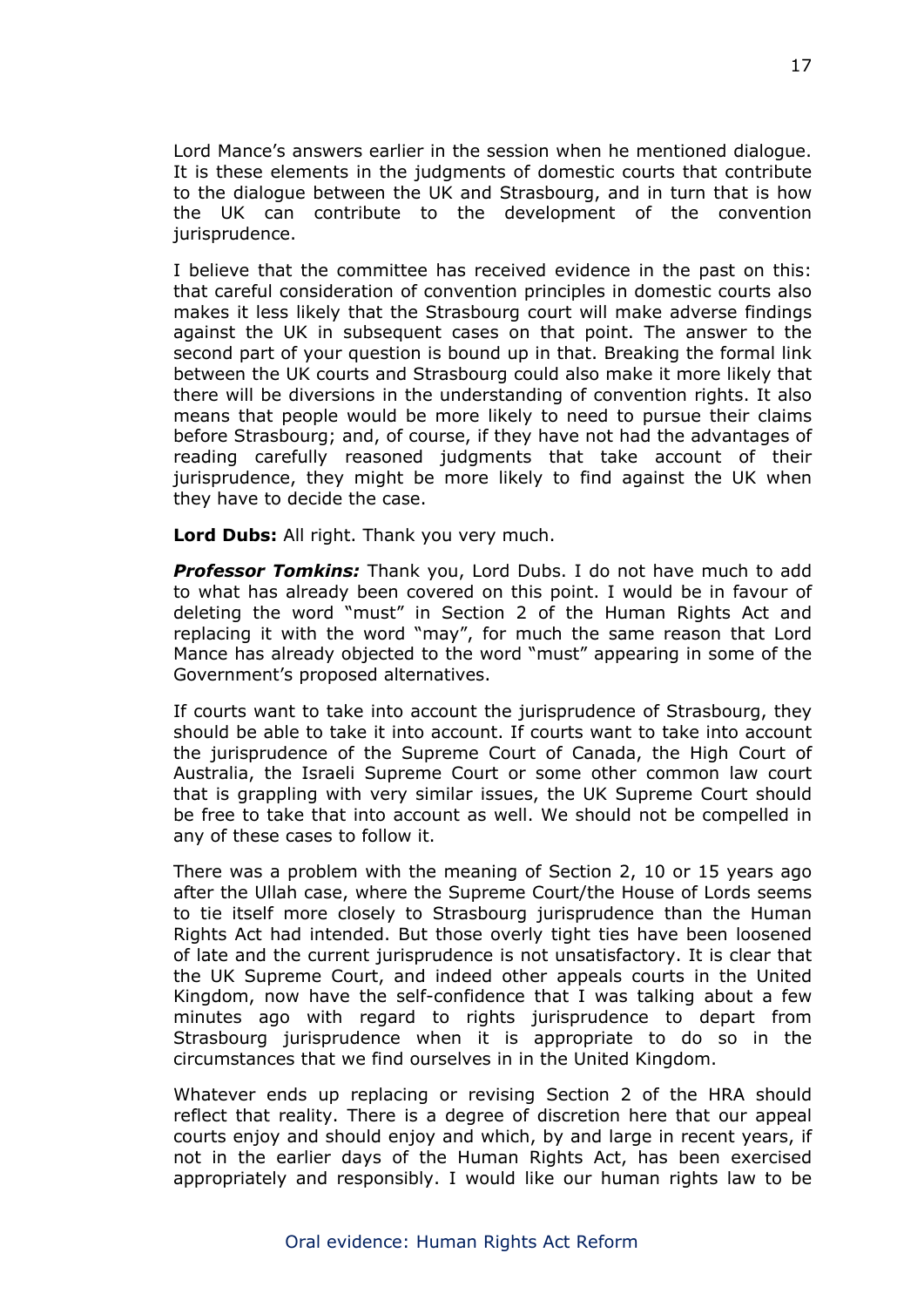Lord Mance’s answers earlier in the session when he mentioned dialogue. It is these elements in the judgments of domestic courts that contribute to the dialogue between the UK and Strasbourg, and in turn that is how the UK can contribute to the development of the convention jurisprudence.

I believe that the committee has received evidence in the past on this: that careful consideration of convention principles in domestic courts also makes it less likely that the Strasbourg court will make adverse findings against the UK in subsequent cases on that point. The answer to the second part of your question is bound up in that. Breaking the formal link between the UK courts and Strasbourg could also make it more likely that there will be diversions in the understanding of convention rights. It also means that people would be more likely to need to pursue their claims before Strasbourg; and, of course, if they have not had the advantages of reading carefully reasoned judgments that take account of their jurisprudence, they might be more likely to find against the UK when they have to decide the case.

**Lord Dubs:** All right. Thank you very much.

***Professor Tomkins:*** Thank you, Lord Dubs. I do not have much to add to what has already been covered on this point. I would be in favour of deleting the word “must” in Section 2 of the Human Rights Act and replacing it with the word “may”, for much the same reason that Lord Mance has already objected to the word “must” appearing in some of the Government’s proposed alternatives.

If courts want to take into account the jurisprudence of Strasbourg, they should be able to take it into account. If courts want to take into account the jurisprudence of the Supreme Court of Canada, the High Court of Australia, the Israeli Supreme Court or some other common law court that is grappling with very similar issues, the UK Supreme Court should be free to take that into account as well. We should not be compelled in any of these cases to follow it.

There was a problem with the meaning of Section 2, 10 or 15 years ago after the Ullah case, where the Supreme Court/the House of Lords seems to tie itself more closely to Strasbourg jurisprudence than the Human Rights Act had intended. But those overly tight ties have been loosened of late and the current jurisprudence is not unsatisfactory. It is clear that the UK Supreme Court, and indeed other appeals courts in the United Kingdom, now have the self-confidence that I was talking about a few minutes ago with regard to rights jurisprudence to depart from Strasbourg jurisprudence when it is appropriate to do so in the circumstances that we find ourselves in in the United Kingdom.

Whatever ends up replacing or revising Section 2 of the HRA should reflect that reality. There is a degree of discretion here that our appeal courts enjoy and should enjoy and which, by and large in recent years, if not in the earlier days of the Human Rights Act, has been exercised appropriately and responsibly. I would like our human rights law to be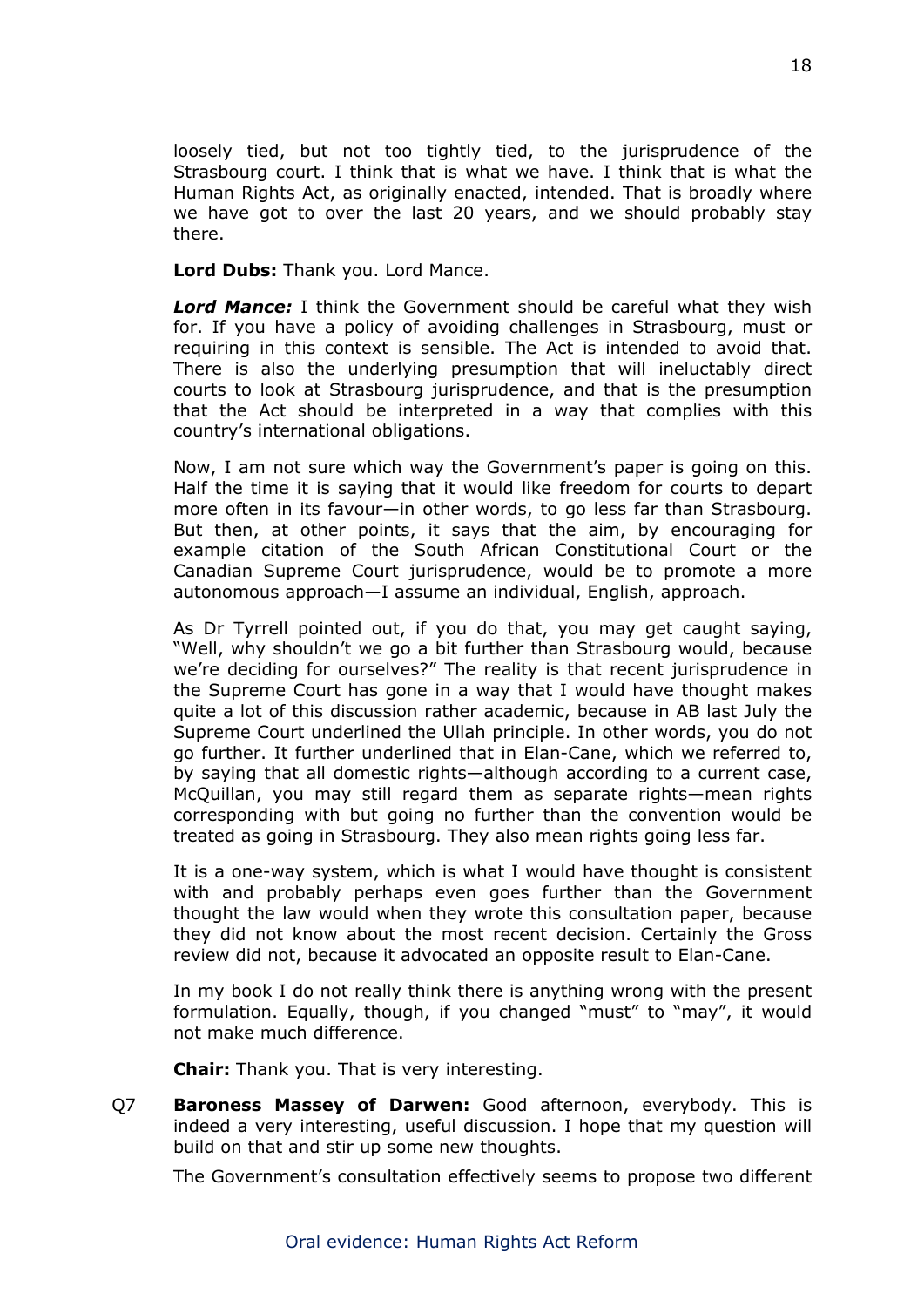loosely tied, but not too tightly tied, to the jurisprudence of the Strasbourg court. I think that is what we have. I think that is what the Human Rights Act, as originally enacted, intended. That is broadly where we have got to over the last 20 years, and we should probably stay there.

**Lord Dubs:** Thank you. Lord Mance.

***Lord Mance:*** I think the Government should be careful what they wish for. If you have a policy of avoiding challenges in Strasbourg, must or requiring in this context is sensible. The Act is intended to avoid that. There is also the underlying presumption that will ineluctably direct courts to look at Strasbourg jurisprudence, and that is the presumption that the Act should be interpreted in a way that complies with this country's international obligations.

Now, I am not sure which way the Government's paper is going on this. Half the time it is saying that it would like freedom for courts to depart more often in its favour—in other words, to go less far than Strasbourg. But then, at other points, it says that the aim, by encouraging for example citation of the South African Constitutional Court or the Canadian Supreme Court jurisprudence, would be to promote a more autonomous approach—I assume an individual, English, approach.

As Dr Tyrrell pointed out, if you do that, you may get caught saying, "Well, why shouldn't we go a bit further than Strasbourg would, because we're deciding for ourselves?" The reality is that recent jurisprudence in the Supreme Court has gone in a way that I would have thought makes quite a lot of this discussion rather academic, because in AB last July the Supreme Court underlined the Ullah principle. In other words, you do not go further. It further underlined that in Elan-Cane, which we referred to, by saying that all domestic rights—although according to a current case, McQuillan, you may still regard them as separate rights—mean rights corresponding with but going no further than the convention would be treated as going in Strasbourg. They also mean rights going less far.

It is a one-way system, which is what I would have thought is consistent with and probably perhaps even goes further than the Government thought the law would when they wrote this consultation paper, because they did not know about the most recent decision. Certainly the Gross review did not, because it advocated an opposite result to Elan-Cane.

In my book I do not really think there is anything wrong with the present formulation. Equally, though, if you changed "must" to "may", it would not make much difference.

**Chair:** Thank you. That is very interesting.

Q7 **Baroness Massey of Darwen:** Good afternoon, everybody. This is indeed a very interesting, useful discussion. I hope that my question will build on that and stir up some new thoughts.

The Government's consultation effectively seems to propose two different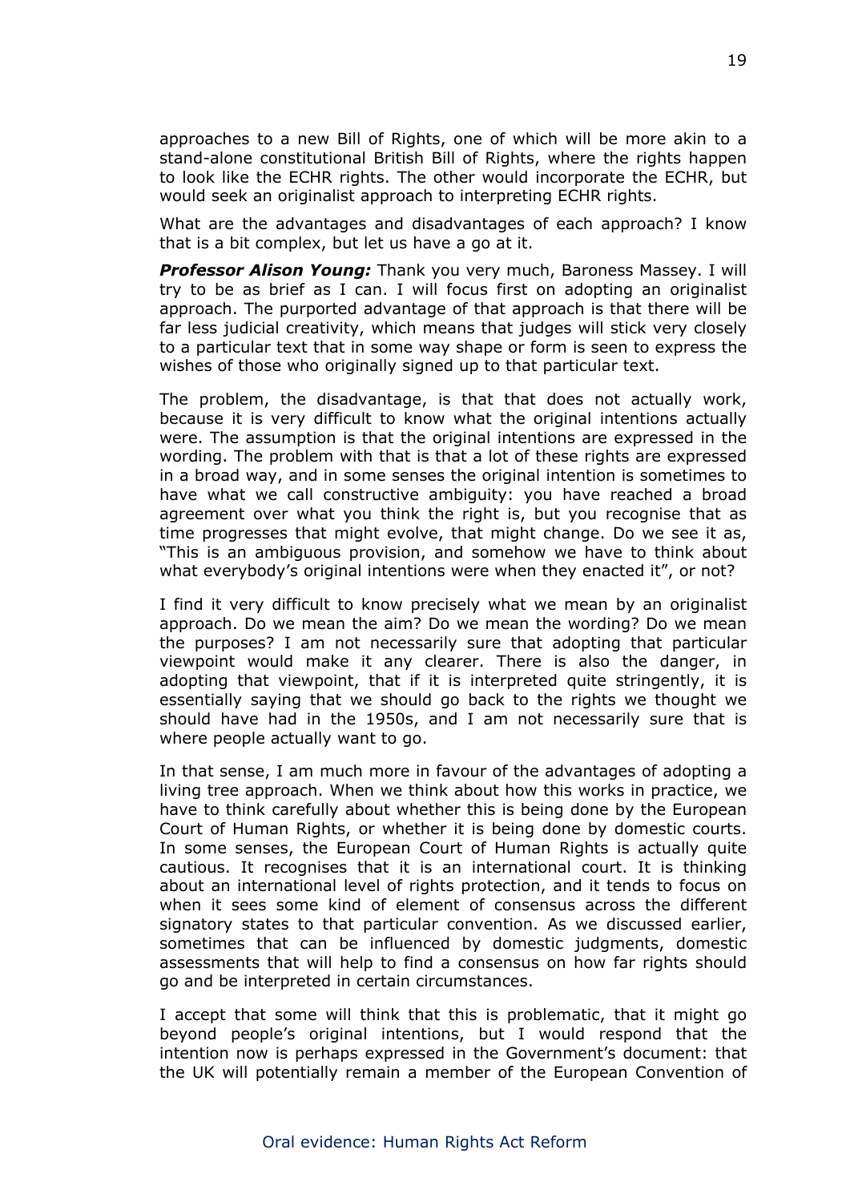approaches to a new Bill of Rights, one of which will be more akin to a stand-alone constitutional British Bill of Rights, where the rights happen to look like the ECHR rights. The other would incorporate the ECHR, but would seek an originalist approach to interpreting ECHR rights.

What are the advantages and disadvantages of each approach? I know that is a bit complex, but let us have a go at it.

***Professor Alison Young:*** Thank you very much, Baroness Massey. I will try to be as brief as I can. I will focus first on adopting an originalist approach. The purported advantage of that approach is that there will be far less judicial creativity, which means that judges will stick very closely to a particular text that in some way shape or form is seen to express the wishes of those who originally signed up to that particular text.

The problem, the disadvantage, is that that does not actually work, because it is very difficult to know what the original intentions actually were. The assumption is that the original intentions are expressed in the wording. The problem with that is that a lot of these rights are expressed in a broad way, and in some senses the original intention is sometimes to have what we call constructive ambiguity: you have reached a broad agreement over what you think the right is, but you recognise that as time progresses that might evolve, that might change. Do we see it as, "This is an ambiguous provision, and somehow we have to think about what everybody's original intentions were when they enacted it", or not?

I find it very difficult to know precisely what we mean by an originalist approach. Do we mean the aim? Do we mean the wording? Do we mean the purposes? I am not necessarily sure that adopting that particular viewpoint would make it any clearer. There is also the danger, in adopting that viewpoint, that if it is interpreted quite stringently, it is essentially saying that we should go back to the rights we thought we should have had in the 1950s, and I am not necessarily sure that is where people actually want to go.

In that sense, I am much more in favour of the advantages of adopting a living tree approach. When we think about how this works in practice, we have to think carefully about whether this is being done by the European Court of Human Rights, or whether it is being done by domestic courts. In some senses, the European Court of Human Rights is actually quite cautious. It recognises that it is an international court. It is thinking about an international level of rights protection, and it tends to focus on when it sees some kind of element of consensus across the different signatory states to that particular convention. As we discussed earlier, sometimes that can be influenced by domestic judgments, domestic assessments that will help to find a consensus on how far rights should go and be interpreted in certain circumstances.

I accept that some will think that this is problematic, that it might go beyond people's original intentions, but I would respond that the intention now is perhaps expressed in the Government's document: that the UK will potentially remain a member of the European Convention of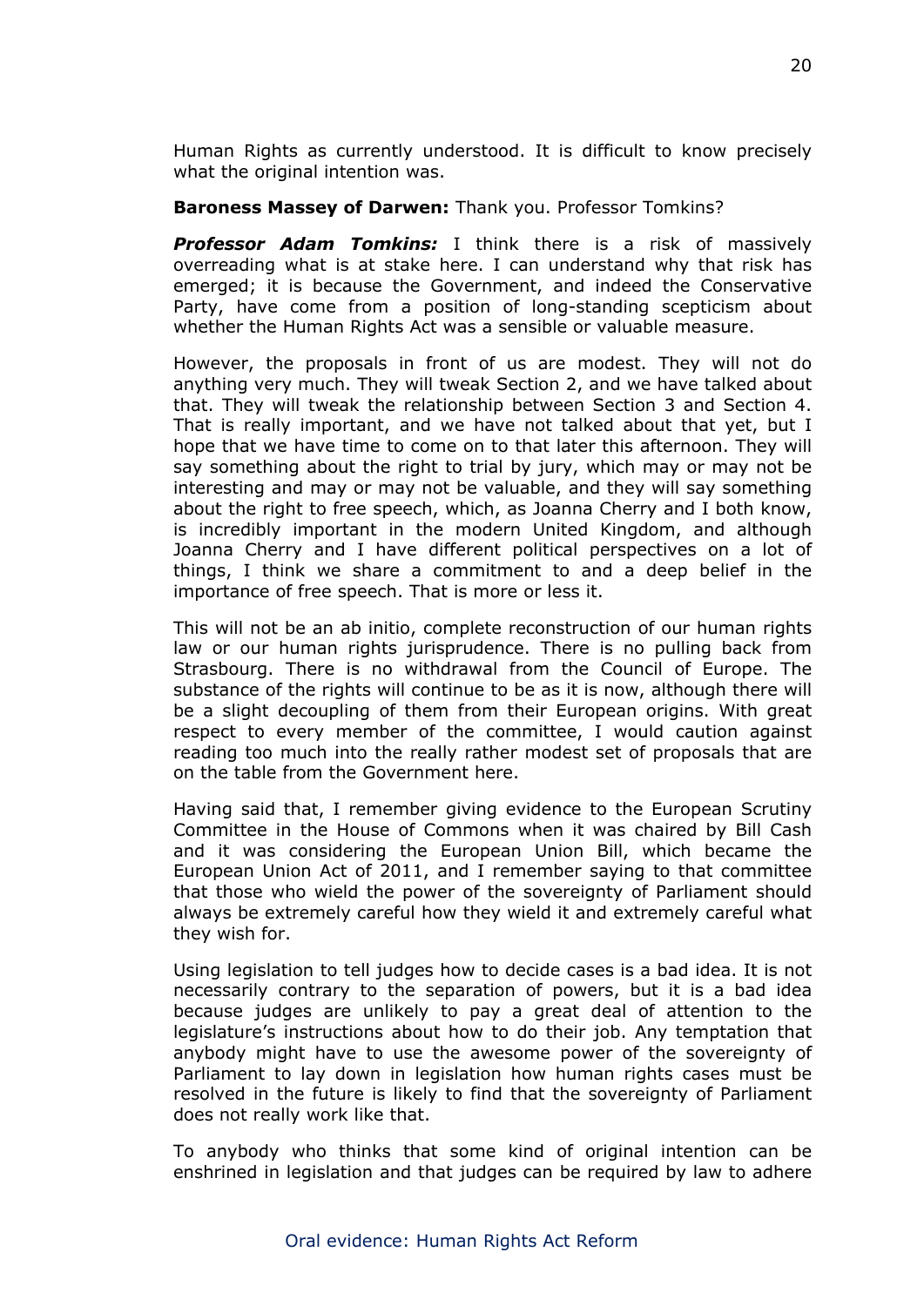Human Rights as currently understood. It is difficult to know precisely what the original intention was.

**Baroness Massey of Darwen:** Thank you. Professor Tomkins?

***Professor Adam Tomkins:*** I think there is a risk of massively overreading what is at stake here. I can understand why that risk has emerged; it is because the Government, and indeed the Conservative Party, have come from a position of long-standing scepticism about whether the Human Rights Act was a sensible or valuable measure.

However, the proposals in front of us are modest. They will not do anything very much. They will tweak Section 2, and we have talked about that. They will tweak the relationship between Section 3 and Section 4. That is really important, and we have not talked about that yet, but I hope that we have time to come on to that later this afternoon. They will say something about the right to trial by jury, which may or may not be interesting and may or may not be valuable, and they will say something about the right to free speech, which, as Joanna Cherry and I both know, is incredibly important in the modern United Kingdom, and although Joanna Cherry and I have different political perspectives on a lot of things, I think we share a commitment to and a deep belief in the importance of free speech. That is more or less it.

This will not be an ab initio, complete reconstruction of our human rights law or our human rights jurisprudence. There is no pulling back from Strasbourg. There is no withdrawal from the Council of Europe. The substance of the rights will continue to be as it is now, although there will be a slight decoupling of them from their European origins. With great respect to every member of the committee, I would caution against reading too much into the really rather modest set of proposals that are on the table from the Government here.

Having said that, I remember giving evidence to the European Scrutiny Committee in the House of Commons when it was chaired by Bill Cash and it was considering the European Union Bill, which became the European Union Act of 2011, and I remember saying to that committee that those who wield the power of the sovereignty of Parliament should always be extremely careful how they wield it and extremely careful what they wish for.

Using legislation to tell judges how to decide cases is a bad idea. It is not necessarily contrary to the separation of powers, but it is a bad idea because judges are unlikely to pay a great deal of attention to the legislature's instructions about how to do their job. Any temptation that anybody might have to use the awesome power of the sovereignty of Parliament to lay down in legislation how human rights cases must be resolved in the future is likely to find that the sovereignty of Parliament does not really work like that.

To anybody who thinks that some kind of original intention can be enshrined in legislation and that judges can be required by law to adhere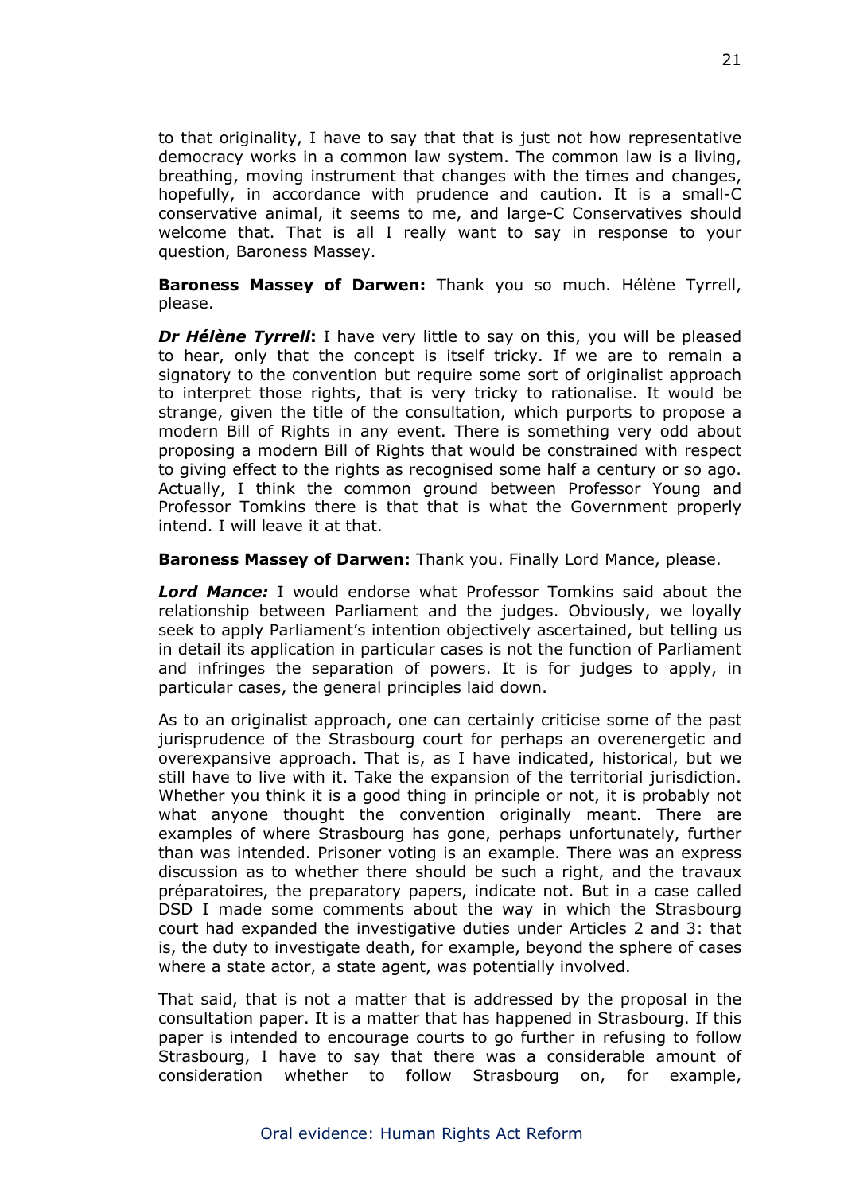to that originality, I have to say that that is just not how representative democracy works in a common law system. The common law is a living, breathing, moving instrument that changes with the times and changes, hopefully, in accordance with prudence and caution. It is a small-C conservative animal, it seems to me, and large-C Conservatives should welcome that. That is all I really want to say in response to your question, Baroness Massey.

**Baroness Massey of Darwen:** Thank you so much. Hélène Tyrrell, please.

***Dr Hélène Tyrrell*:** I have very little to say on this, you will be pleased to hear, only that the concept is itself tricky. If we are to remain a signatory to the convention but require some sort of originalist approach to interpret those rights, that is very tricky to rationalise. It would be strange, given the title of the consultation, which purports to propose a modern Bill of Rights in any event. There is something very odd about proposing a modern Bill of Rights that would be constrained with respect to giving effect to the rights as recognised some half a century or so ago. Actually, I think the common ground between Professor Young and Professor Tomkins there is that that is what the Government properly intend. I will leave it at that.

**Baroness Massey of Darwen:** Thank you. Finally Lord Mance, please.

***Lord Mance:*** I would endorse what Professor Tomkins said about the relationship between Parliament and the judges. Obviously, we loyally seek to apply Parliament's intention objectively ascertained, but telling us in detail its application in particular cases is not the function of Parliament and infringes the separation of powers. It is for judges to apply, in particular cases, the general principles laid down.

As to an originalist approach, one can certainly criticise some of the past jurisprudence of the Strasbourg court for perhaps an overenergetic and overexpansive approach. That is, as I have indicated, historical, but we still have to live with it. Take the expansion of the territorial jurisdiction. Whether you think it is a good thing in principle or not, it is probably not what anyone thought the convention originally meant. There are examples of where Strasbourg has gone, perhaps unfortunately, further than was intended. Prisoner voting is an example. There was an express discussion as to whether there should be such a right, and the travaux préparatoires, the preparatory papers, indicate not. But in a case called DSD I made some comments about the way in which the Strasbourg court had expanded the investigative duties under Articles 2 and 3: that is, the duty to investigate death, for example, beyond the sphere of cases where a state actor, a state agent, was potentially involved.

That said, that is not a matter that is addressed by the proposal in the consultation paper. It is a matter that has happened in Strasbourg. If this paper is intended to encourage courts to go further in refusing to follow Strasbourg, I have to say that there was a considerable amount of consideration whether to follow Strasbourg on, for example,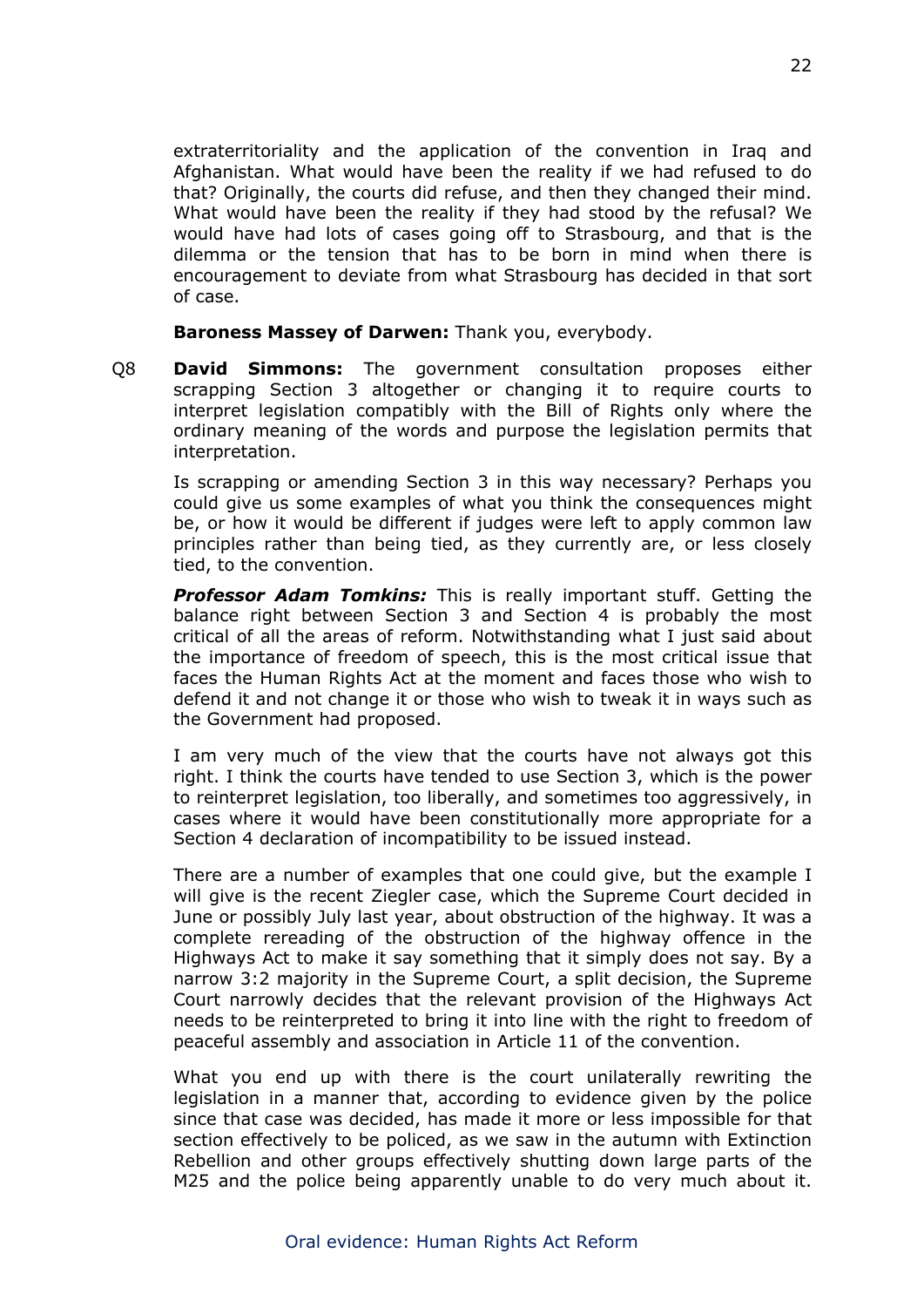extraterritoriality and the application of the convention in Iraq and Afghanistan. What would have been the reality if we had refused to do that? Originally, the courts did refuse, and then they changed their mind. What would have been the reality if they had stood by the refusal? We would have had lots of cases going off to Strasbourg, and that is the dilemma or the tension that has to be born in mind when there is encouragement to deviate from what Strasbourg has decided in that sort of case.

**Baroness Massey of Darwen:** Thank you, everybody.

Q8 **David Simmons:** The government consultation proposes either scrapping Section 3 altogether or changing it to require courts to interpret legislation compatibly with the Bill of Rights only where the ordinary meaning of the words and purpose the legislation permits that interpretation.

Is scrapping or amending Section 3 in this way necessary? Perhaps you could give us some examples of what you think the consequences might be, or how it would be different if judges were left to apply common law principles rather than being tied, as they currently are, or less closely tied, to the convention.

***Professor Adam Tomkins:*** This is really important stuff. Getting the balance right between Section 3 and Section 4 is probably the most critical of all the areas of reform. Notwithstanding what I just said about the importance of freedom of speech, this is the most critical issue that faces the Human Rights Act at the moment and faces those who wish to defend it and not change it or those who wish to tweak it in ways such as the Government had proposed.

I am very much of the view that the courts have not always got this right. I think the courts have tended to use Section 3, which is the power to reinterpret legislation, too liberally, and sometimes too aggressively, in cases where it would have been constitutionally more appropriate for a Section 4 declaration of incompatibility to be issued instead.

There are a number of examples that one could give, but the example I will give is the recent Ziegler case, which the Supreme Court decided in June or possibly July last year, about obstruction of the highway. It was a complete rereading of the obstruction of the highway offence in the Highways Act to make it say something that it simply does not say. By a narrow 3:2 majority in the Supreme Court, a split decision, the Supreme Court narrowly decides that the relevant provision of the Highways Act needs to be reinterpreted to bring it into line with the right to freedom of peaceful assembly and association in Article 11 of the convention.

What you end up with there is the court unilaterally rewriting the legislation in a manner that, according to evidence given by the police since that case was decided, has made it more or less impossible for that section effectively to be policed, as we saw in the autumn with Extinction Rebellion and other groups effectively shutting down large parts of the M25 and the police being apparently unable to do very much about it.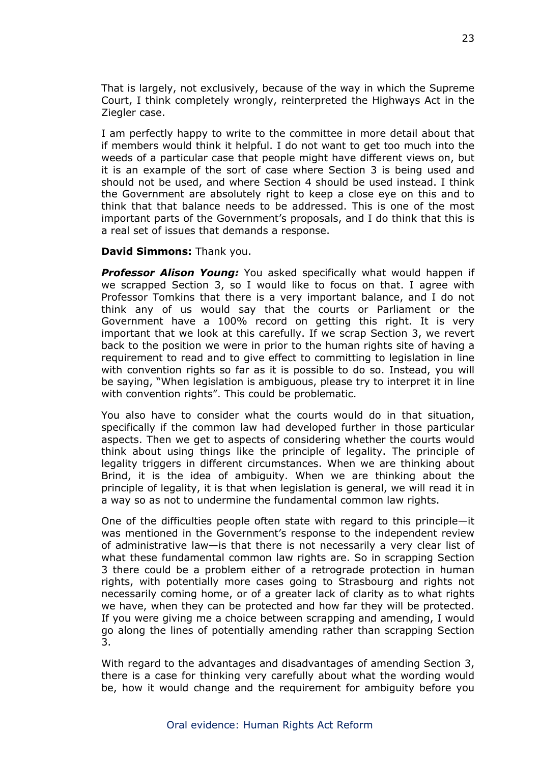That is largely, not exclusively, because of the way in which the Supreme Court, I think completely wrongly, reinterpreted the Highways Act in the Ziegler case.

I am perfectly happy to write to the committee in more detail about that if members would think it helpful. I do not want to get too much into the weeds of a particular case that people might have different views on, but it is an example of the sort of case where Section 3 is being used and should not be used, and where Section 4 should be used instead. I think the Government are absolutely right to keep a close eye on this and to think that that balance needs to be addressed. This is one of the most important parts of the Government's proposals, and I do think that this is a real set of issues that demands a response.

**David Simmons:** Thank you.

***Professor Alison Young:*** You asked specifically what would happen if we scrapped Section 3, so I would like to focus on that. I agree with Professor Tomkins that there is a very important balance, and I do not think any of us would say that the courts or Parliament or the Government have a 100% record on getting this right. It is very important that we look at this carefully. If we scrap Section 3, we revert back to the position we were in prior to the human rights site of having a requirement to read and to give effect to committing to legislation in line with convention rights so far as it is possible to do so. Instead, you will be saying, "When legislation is ambiguous, please try to interpret it in line with convention rights". This could be problematic.

You also have to consider what the courts would do in that situation, specifically if the common law had developed further in those particular aspects. Then we get to aspects of considering whether the courts would think about using things like the principle of legality. The principle of legality triggers in different circumstances. When we are thinking about Brind, it is the idea of ambiguity. When we are thinking about the principle of legality, it is that when legislation is general, we will read it in a way so as not to undermine the fundamental common law rights.

One of the difficulties people often state with regard to this principle—it was mentioned in the Government's response to the independent review of administrative law—is that there is not necessarily a very clear list of what these fundamental common law rights are. So in scrapping Section 3 there could be a problem either of a retrograde protection in human rights, with potentially more cases going to Strasbourg and rights not necessarily coming home, or of a greater lack of clarity as to what rights we have, when they can be protected and how far they will be protected. If you were giving me a choice between scrapping and amending, I would go along the lines of potentially amending rather than scrapping Section 3.

With regard to the advantages and disadvantages of amending Section 3, there is a case for thinking very carefully about what the wording would be, how it would change and the requirement for ambiguity before you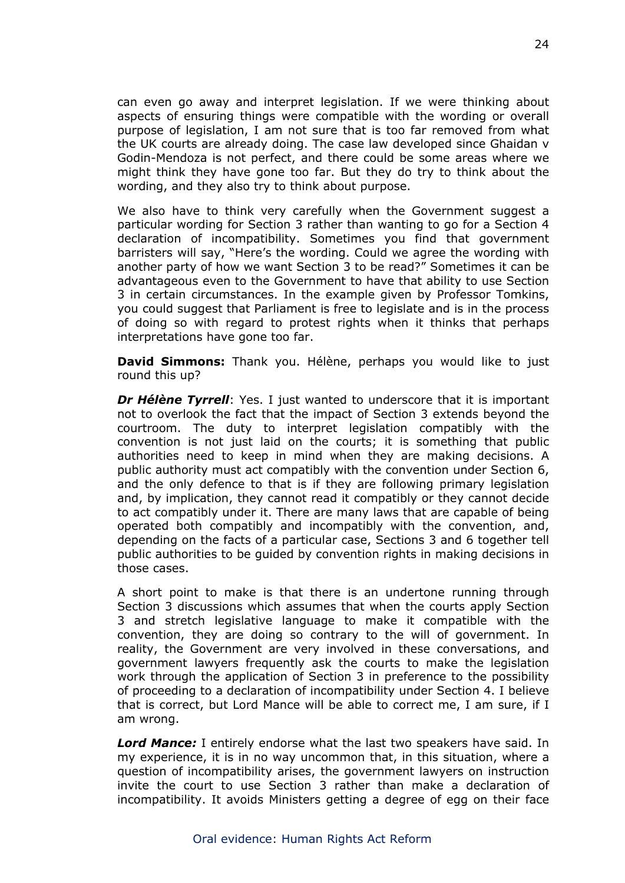can even go away and interpret legislation. If we were thinking about aspects of ensuring things were compatible with the wording or overall purpose of legislation, I am not sure that is too far removed from what the UK courts are already doing. The case law developed since Ghaidan v Godin-Mendoza is not perfect, and there could be some areas where we might think they have gone too far. But they do try to think about the wording, and they also try to think about purpose.

We also have to think very carefully when the Government suggest a particular wording for Section 3 rather than wanting to go for a Section 4 declaration of incompatibility. Sometimes you find that government barristers will say, "Here's the wording. Could we agree the wording with another party of how we want Section 3 to be read?" Sometimes it can be advantageous even to the Government to have that ability to use Section 3 in certain circumstances. In the example given by Professor Tomkins, you could suggest that Parliament is free to legislate and is in the process of doing so with regard to protest rights when it thinks that perhaps interpretations have gone too far.

**David Simmons:** Thank you. Hélène, perhaps you would like to just round this up?

***Dr Hélène Tyrrell***: Yes. I just wanted to underscore that it is important not to overlook the fact that the impact of Section 3 extends beyond the courtroom. The duty to interpret legislation compatibly with the convention is not just laid on the courts; it is something that public authorities need to keep in mind when they are making decisions. A public authority must act compatibly with the convention under Section 6, and the only defence to that is if they are following primary legislation and, by implication, they cannot read it compatibly or they cannot decide to act compatibly under it. There are many laws that are capable of being operated both compatibly and incompatibly with the convention, and, depending on the facts of a particular case, Sections 3 and 6 together tell public authorities to be guided by convention rights in making decisions in those cases.

A short point to make is that there is an undertone running through Section 3 discussions which assumes that when the courts apply Section 3 and stretch legislative language to make it compatible with the convention, they are doing so contrary to the will of government. In reality, the Government are very involved in these conversations, and government lawyers frequently ask the courts to make the legislation work through the application of Section 3 in preference to the possibility of proceeding to a declaration of incompatibility under Section 4. I believe that is correct, but Lord Mance will be able to correct me, I am sure, if I am wrong.

***Lord Mance:*** I entirely endorse what the last two speakers have said. In my experience, it is in no way uncommon that, in this situation, where a question of incompatibility arises, the government lawyers on instruction invite the court to use Section 3 rather than make a declaration of incompatibility. It avoids Ministers getting a degree of egg on their face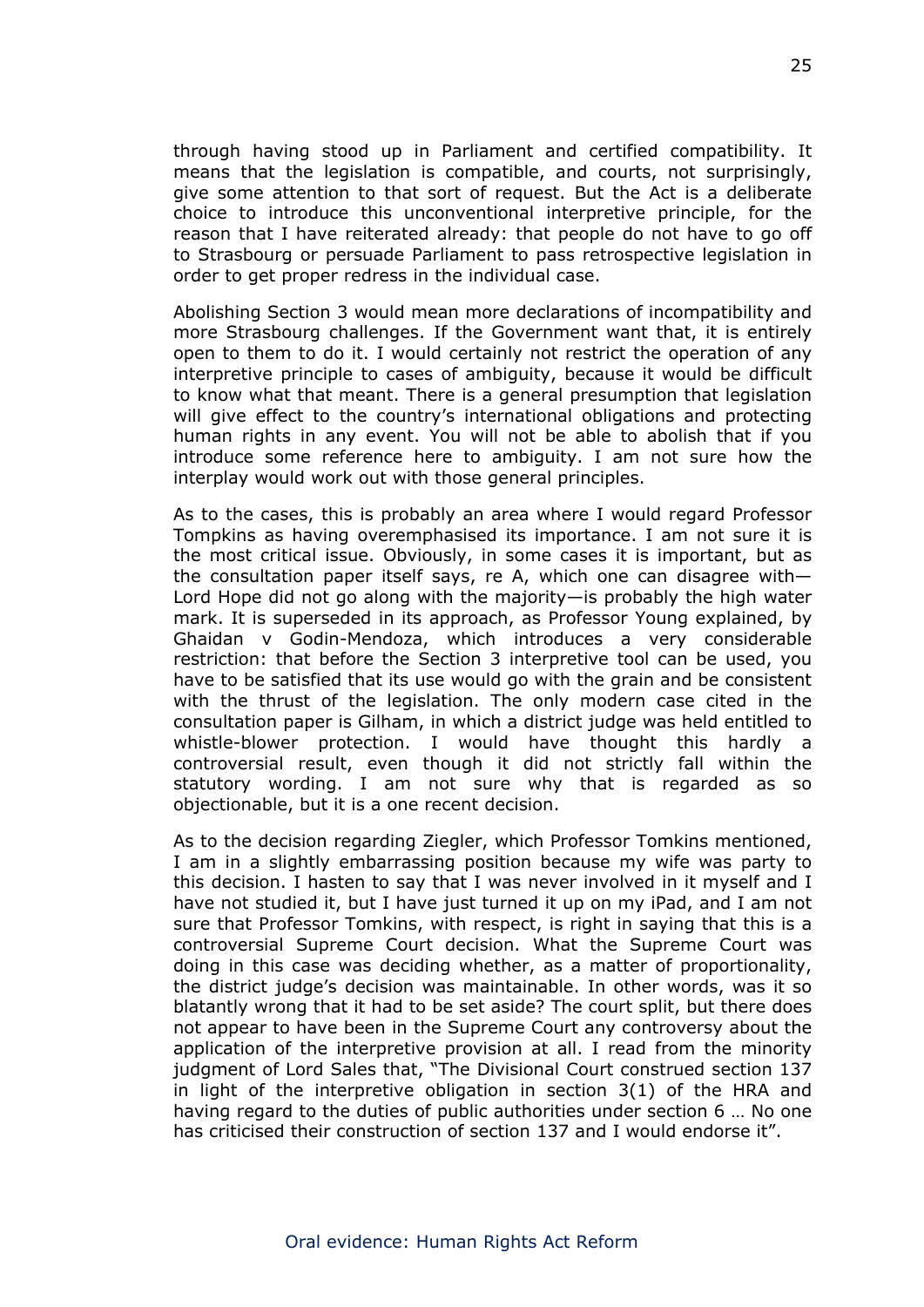through having stood up in Parliament and certified compatibility. It means that the legislation is compatible, and courts, not surprisingly, give some attention to that sort of request. But the Act is a deliberate choice to introduce this unconventional interpretive principle, for the reason that I have reiterated already: that people do not have to go off to Strasbourg or persuade Parliament to pass retrospective legislation in order to get proper redress in the individual case.

Abolishing Section 3 would mean more declarations of incompatibility and more Strasbourg challenges. If the Government want that, it is entirely open to them to do it. I would certainly not restrict the operation of any interpretive principle to cases of ambiguity, because it would be difficult to know what that meant. There is a general presumption that legislation will give effect to the country's international obligations and protecting human rights in any event. You will not be able to abolish that if you introduce some reference here to ambiguity. I am not sure how the interplay would work out with those general principles.

As to the cases, this is probably an area where I would regard Professor Tompkins as having overemphasised its importance. I am not sure it is the most critical issue. Obviously, in some cases it is important, but as the consultation paper itself says, re A, which one can disagree with—Lord Hope did not go along with the majority—is probably the high water mark. It is superseded in its approach, as Professor Young explained, by Ghaidan v Godin-Mendoza, which introduces a very considerable restriction: that before the Section 3 interpretive tool can be used, you have to be satisfied that its use would go with the grain and be consistent with the thrust of the legislation. The only modern case cited in the consultation paper is Gilham, in which a district judge was held entitled to whistle-blower protection. I would have thought this hardly a controversial result, even though it did not strictly fall within the statutory wording. I am not sure why that is regarded as so objectionable, but it is a one recent decision.

As to the decision regarding Ziegler, which Professor Tomkins mentioned, I am in a slightly embarrassing position because my wife was party to this decision. I hasten to say that I was never involved in it myself and I have not studied it, but I have just turned it up on my iPad, and I am not sure that Professor Tomkins, with respect, is right in saying that this is a controversial Supreme Court decision. What the Supreme Court was doing in this case was deciding whether, as a matter of proportionality, the district judge's decision was maintainable. In other words, was it so blatantly wrong that it had to be set aside? The court split, but there does not appear to have been in the Supreme Court any controversy about the application of the interpretive provision at all. I read from the minority judgment of Lord Sales that, "The Divisional Court construed section 137 in light of the interpretive obligation in section 3(1) of the HRA and having regard to the duties of public authorities under section 6 … No one has criticised their construction of section 137 and I would endorse it".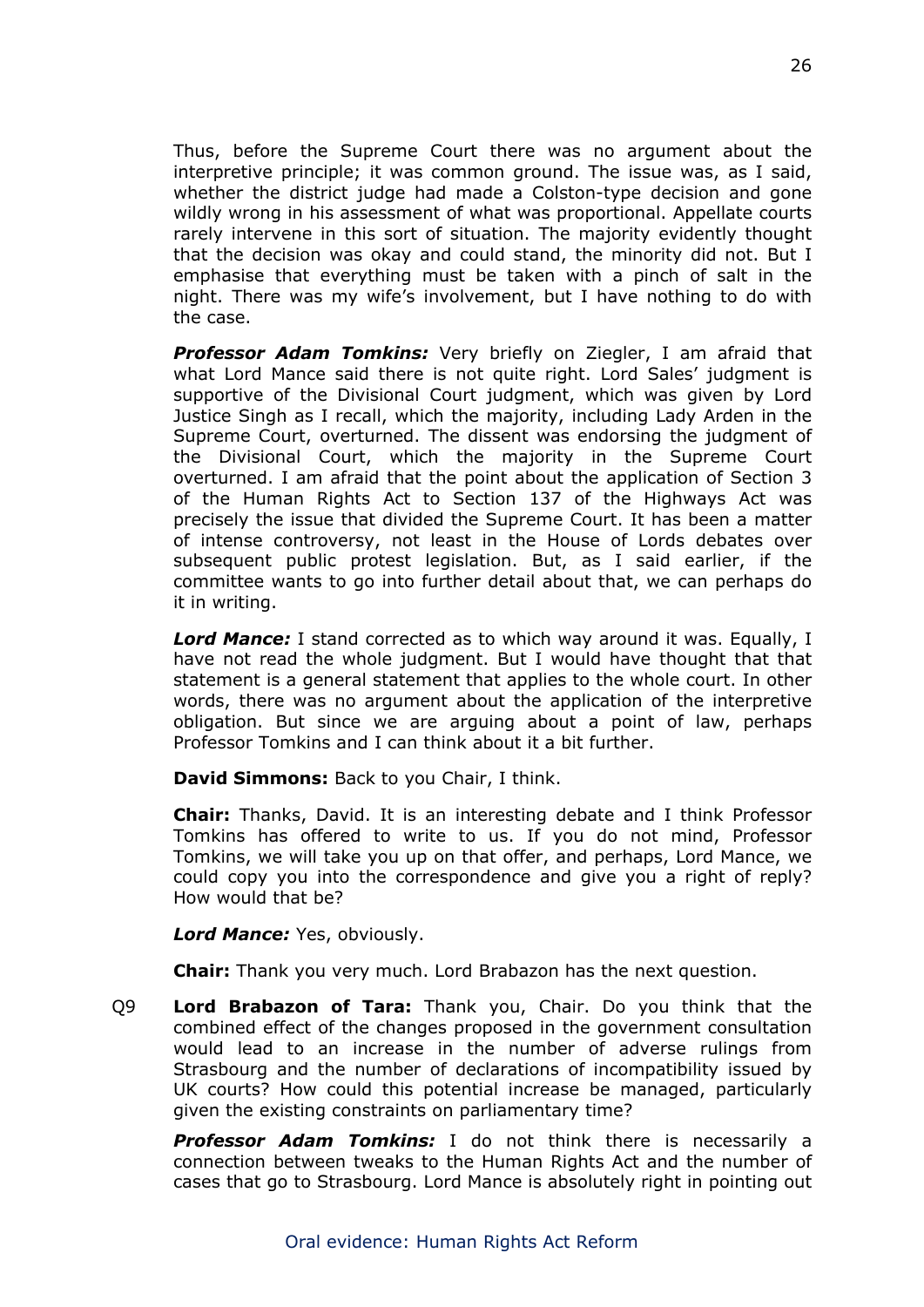Thus, before the Supreme Court there was no argument about the interpretive principle; it was common ground. The issue was, as I said, whether the district judge had made a Colston-type decision and gone wildly wrong in his assessment of what was proportional. Appellate courts rarely intervene in this sort of situation. The majority evidently thought that the decision was okay and could stand, the minority did not. But I emphasise that everything must be taken with a pinch of salt in the night. There was my wife's involvement, but I have nothing to do with the case.

***Professor Adam Tomkins:*** Very briefly on Ziegler, I am afraid that what Lord Mance said there is not quite right. Lord Sales' judgment is supportive of the Divisional Court judgment, which was given by Lord Justice Singh as I recall, which the majority, including Lady Arden in the Supreme Court, overturned. The dissent was endorsing the judgment of the Divisional Court, which the majority in the Supreme Court overturned. I am afraid that the point about the application of Section 3 of the Human Rights Act to Section 137 of the Highways Act was precisely the issue that divided the Supreme Court. It has been a matter of intense controversy, not least in the House of Lords debates over subsequent public protest legislation. But, as I said earlier, if the committee wants to go into further detail about that, we can perhaps do it in writing.

***Lord Mance:*** I stand corrected as to which way around it was. Equally, I have not read the whole judgment. But I would have thought that that statement is a general statement that applies to the whole court. In other words, there was no argument about the application of the interpretive obligation. But since we are arguing about a point of law, perhaps Professor Tomkins and I can think about it a bit further.

**David Simmons:** Back to you Chair, I think.

**Chair:** Thanks, David. It is an interesting debate and I think Professor Tomkins has offered to write to us. If you do not mind, Professor Tomkins, we will take you up on that offer, and perhaps, Lord Mance, we could copy you into the correspondence and give you a right of reply? How would that be?

***Lord Mance:*** Yes, obviously.

**Chair:** Thank you very much. Lord Brabazon has the next question.

Q9 **Lord Brabazon of Tara:** Thank you, Chair. Do you think that the combined effect of the changes proposed in the government consultation would lead to an increase in the number of adverse rulings from Strasbourg and the number of declarations of incompatibility issued by UK courts? How could this potential increase be managed, particularly given the existing constraints on parliamentary time?

***Professor Adam Tomkins:*** I do not think there is necessarily a connection between tweaks to the Human Rights Act and the number of cases that go to Strasbourg. Lord Mance is absolutely right in pointing out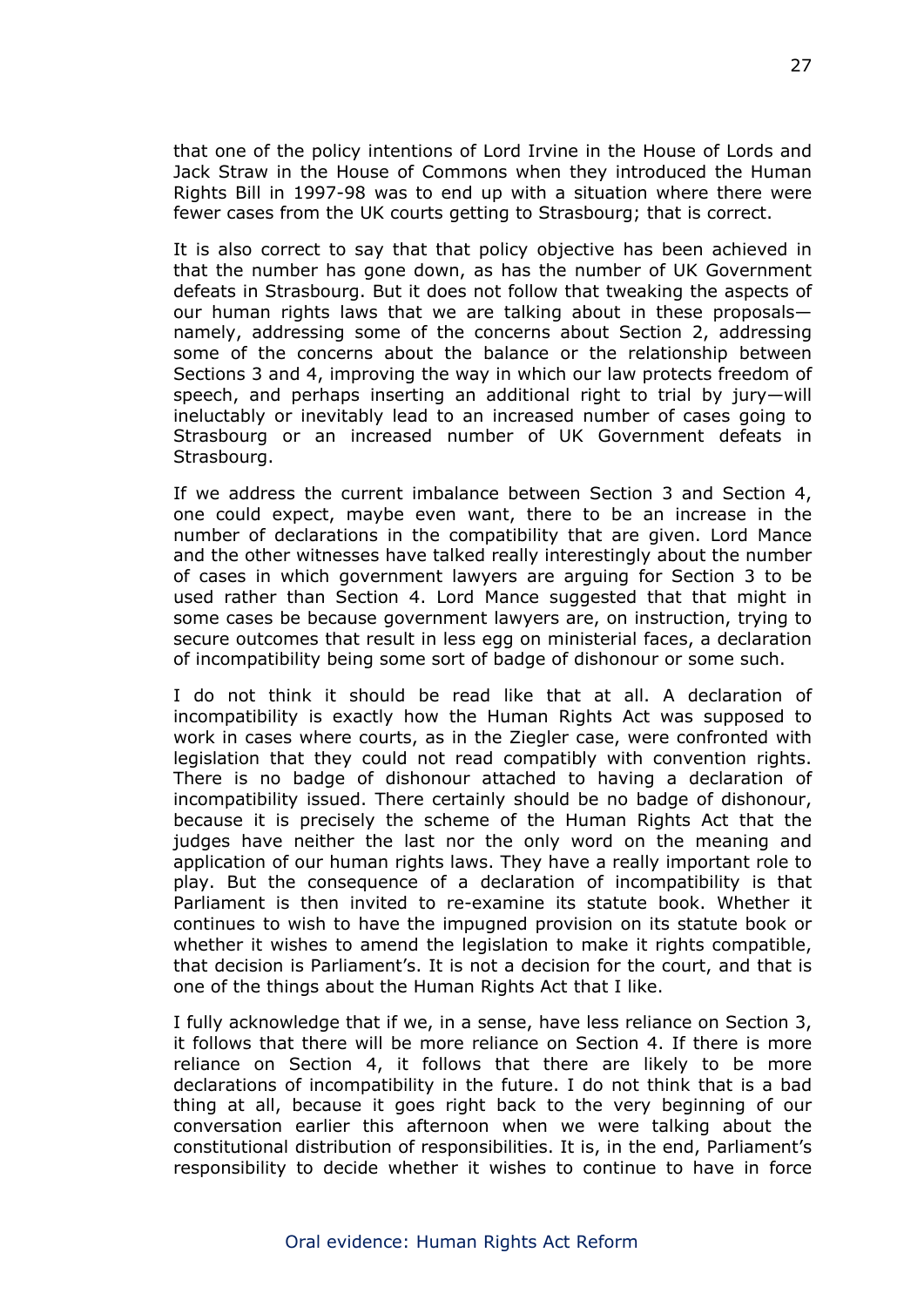that one of the policy intentions of Lord Irvine in the House of Lords and Jack Straw in the House of Commons when they introduced the Human Rights Bill in 1997-98 was to end up with a situation where there were fewer cases from the UK courts getting to Strasbourg; that is correct.

It is also correct to say that that policy objective has been achieved in that the number has gone down, as has the number of UK Government defeats in Strasbourg. But it does not follow that tweaking the aspects of our human rights laws that we are talking about in these proposals—namely, addressing some of the concerns about Section 2, addressing some of the concerns about the balance or the relationship between Sections 3 and 4, improving the way in which our law protects freedom of speech, and perhaps inserting an additional right to trial by jury—will ineluctably or inevitably lead to an increased number of cases going to Strasbourg or an increased number of UK Government defeats in Strasbourg.

If we address the current imbalance between Section 3 and Section 4, one could expect, maybe even want, there to be an increase in the number of declarations in the compatibility that are given. Lord Mance and the other witnesses have talked really interestingly about the number of cases in which government lawyers are arguing for Section 3 to be used rather than Section 4. Lord Mance suggested that that might in some cases be because government lawyers are, on instruction, trying to secure outcomes that result in less egg on ministerial faces, a declaration of incompatibility being some sort of badge of dishonour or some such.

I do not think it should be read like that at all. A declaration of incompatibility is exactly how the Human Rights Act was supposed to work in cases where courts, as in the Ziegler case, were confronted with legislation that they could not read compatibly with convention rights. There is no badge of dishonour attached to having a declaration of incompatibility issued. There certainly should be no badge of dishonour, because it is precisely the scheme of the Human Rights Act that the judges have neither the last nor the only word on the meaning and application of our human rights laws. They have a really important role to play. But the consequence of a declaration of incompatibility is that Parliament is then invited to re-examine its statute book. Whether it continues to wish to have the impugned provision on its statute book or whether it wishes to amend the legislation to make it rights compatible, that decision is Parliament's. It is not a decision for the court, and that is one of the things about the Human Rights Act that I like.

I fully acknowledge that if we, in a sense, have less reliance on Section 3, it follows that there will be more reliance on Section 4. If there is more reliance on Section 4, it follows that there are likely to be more declarations of incompatibility in the future. I do not think that is a bad thing at all, because it goes right back to the very beginning of our conversation earlier this afternoon when we were talking about the constitutional distribution of responsibilities. It is, in the end, Parliament's responsibility to decide whether it wishes to continue to have in force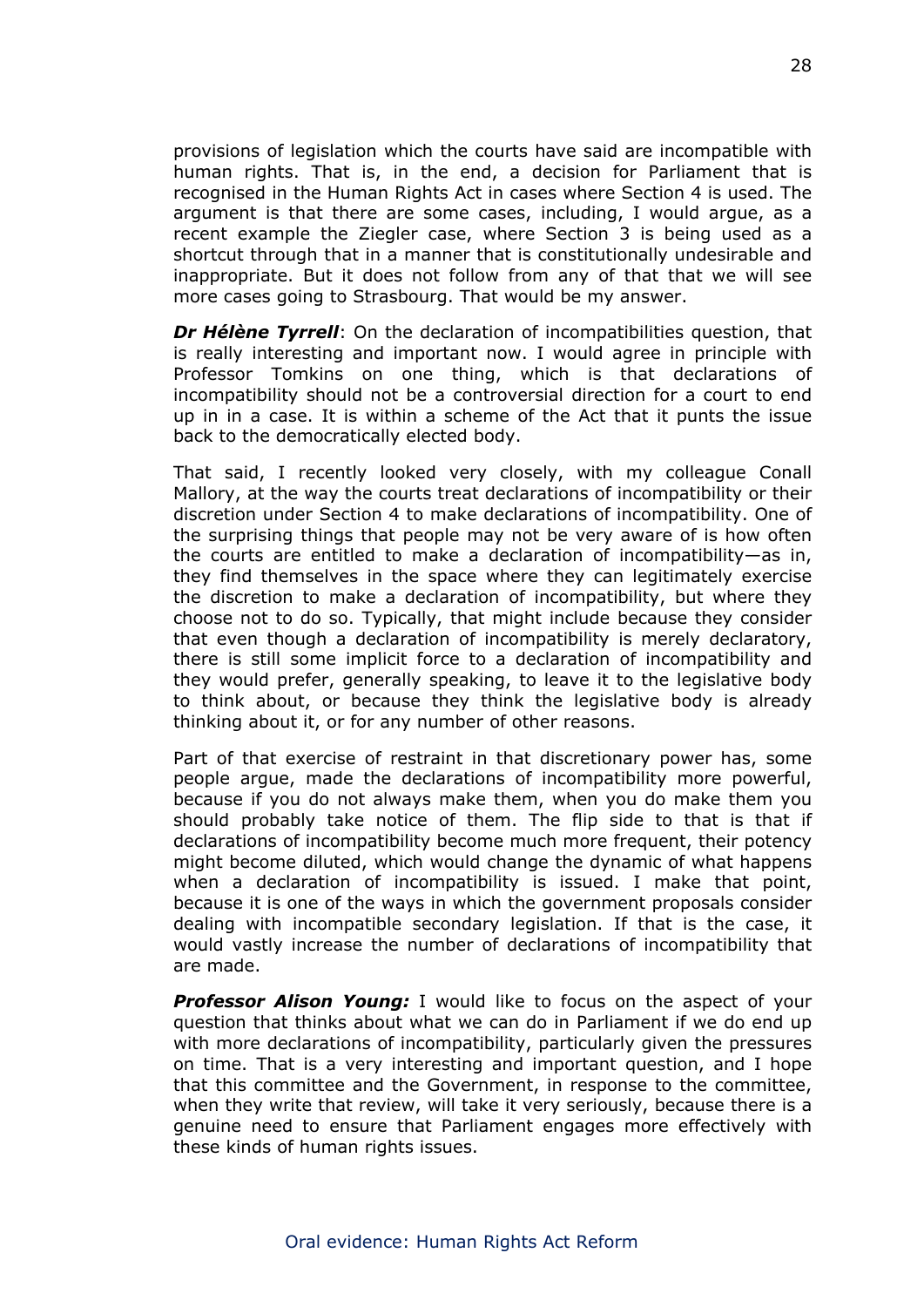provisions of legislation which the courts have said are incompatible with human rights. That is, in the end, a decision for Parliament that is recognised in the Human Rights Act in cases where Section 4 is used. The argument is that there are some cases, including, I would argue, as a recent example the Ziegler case, where Section 3 is being used as a shortcut through that in a manner that is constitutionally undesirable and inappropriate. But it does not follow from any of that that we will see more cases going to Strasbourg. That would be my answer.

***Dr Hélène Tyrrell***: On the declaration of incompatibilities question, that is really interesting and important now. I would agree in principle with Professor Tomkins on one thing, which is that declarations of incompatibility should not be a controversial direction for a court to end up in in a case. It is within a scheme of the Act that it punts the issue back to the democratically elected body.

That said, I recently looked very closely, with my colleague Conall Mallory, at the way the courts treat declarations of incompatibility or their discretion under Section 4 to make declarations of incompatibility. One of the surprising things that people may not be very aware of is how often the courts are entitled to make a declaration of incompatibility—as in, they find themselves in the space where they can legitimately exercise the discretion to make a declaration of incompatibility, but where they choose not to do so. Typically, that might include because they consider that even though a declaration of incompatibility is merely declaratory, there is still some implicit force to a declaration of incompatibility and they would prefer, generally speaking, to leave it to the legislative body to think about, or because they think the legislative body is already thinking about it, or for any number of other reasons.

Part of that exercise of restraint in that discretionary power has, some people argue, made the declarations of incompatibility more powerful, because if you do not always make them, when you do make them you should probably take notice of them. The flip side to that is that if declarations of incompatibility become much more frequent, their potency might become diluted, which would change the dynamic of what happens when a declaration of incompatibility is issued. I make that point, because it is one of the ways in which the government proposals consider dealing with incompatible secondary legislation. If that is the case, it would vastly increase the number of declarations of incompatibility that are made.

***Professor Alison Young:*** I would like to focus on the aspect of your question that thinks about what we can do in Parliament if we do end up with more declarations of incompatibility, particularly given the pressures on time. That is a very interesting and important question, and I hope that this committee and the Government, in response to the committee, when they write that review, will take it very seriously, because there is a genuine need to ensure that Parliament engages more effectively with these kinds of human rights issues.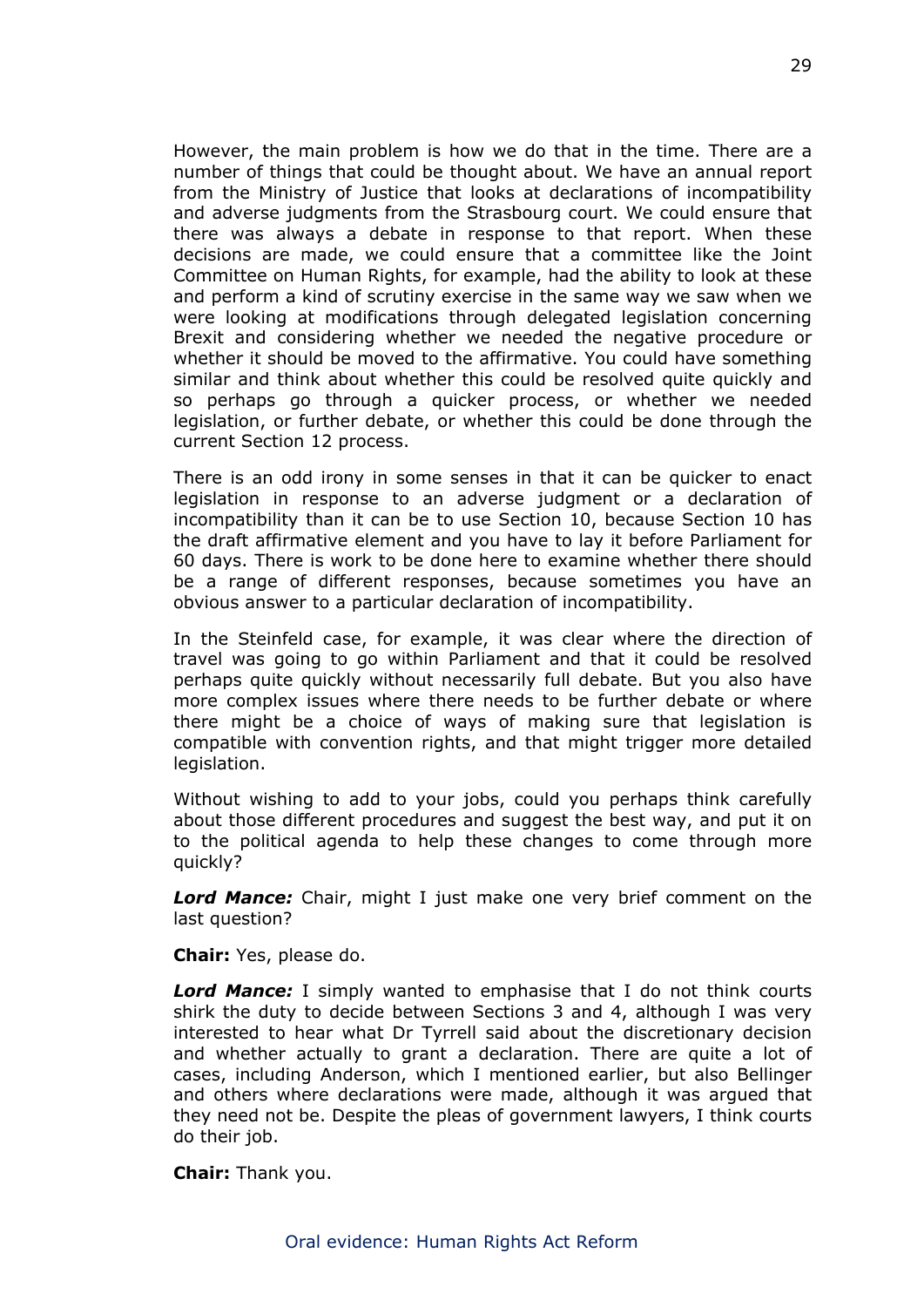However, the main problem is how we do that in the time. There are a number of things that could be thought about. We have an annual report from the Ministry of Justice that looks at declarations of incompatibility and adverse judgments from the Strasbourg court. We could ensure that there was always a debate in response to that report. When these decisions are made, we could ensure that a committee like the Joint Committee on Human Rights, for example, had the ability to look at these and perform a kind of scrutiny exercise in the same way we saw when we were looking at modifications through delegated legislation concerning Brexit and considering whether we needed the negative procedure or whether it should be moved to the affirmative. You could have something similar and think about whether this could be resolved quite quickly and so perhaps go through a quicker process, or whether we needed legislation, or further debate, or whether this could be done through the current Section 12 process.

There is an odd irony in some senses in that it can be quicker to enact legislation in response to an adverse judgment or a declaration of incompatibility than it can be to use Section 10, because Section 10 has the draft affirmative element and you have to lay it before Parliament for 60 days. There is work to be done here to examine whether there should be a range of different responses, because sometimes you have an obvious answer to a particular declaration of incompatibility.

In the Steinfeld case, for example, it was clear where the direction of travel was going to go within Parliament and that it could be resolved perhaps quite quickly without necessarily full debate. But you also have more complex issues where there needs to be further debate or where there might be a choice of ways of making sure that legislation is compatible with convention rights, and that might trigger more detailed legislation.

Without wishing to add to your jobs, could you perhaps think carefully about those different procedures and suggest the best way, and put it on to the political agenda to help these changes to come through more quickly?

***Lord Mance:*** Chair, might I just make one very brief comment on the last question?

**Chair:** Yes, please do.

***Lord Mance:*** I simply wanted to emphasise that I do not think courts shirk the duty to decide between Sections 3 and 4, although I was very interested to hear what Dr Tyrrell said about the discretionary decision and whether actually to grant a declaration. There are quite a lot of cases, including Anderson, which I mentioned earlier, but also Bellinger and others where declarations were made, although it was argued that they need not be. Despite the pleas of government lawyers, I think courts do their job.

**Chair:** Thank you.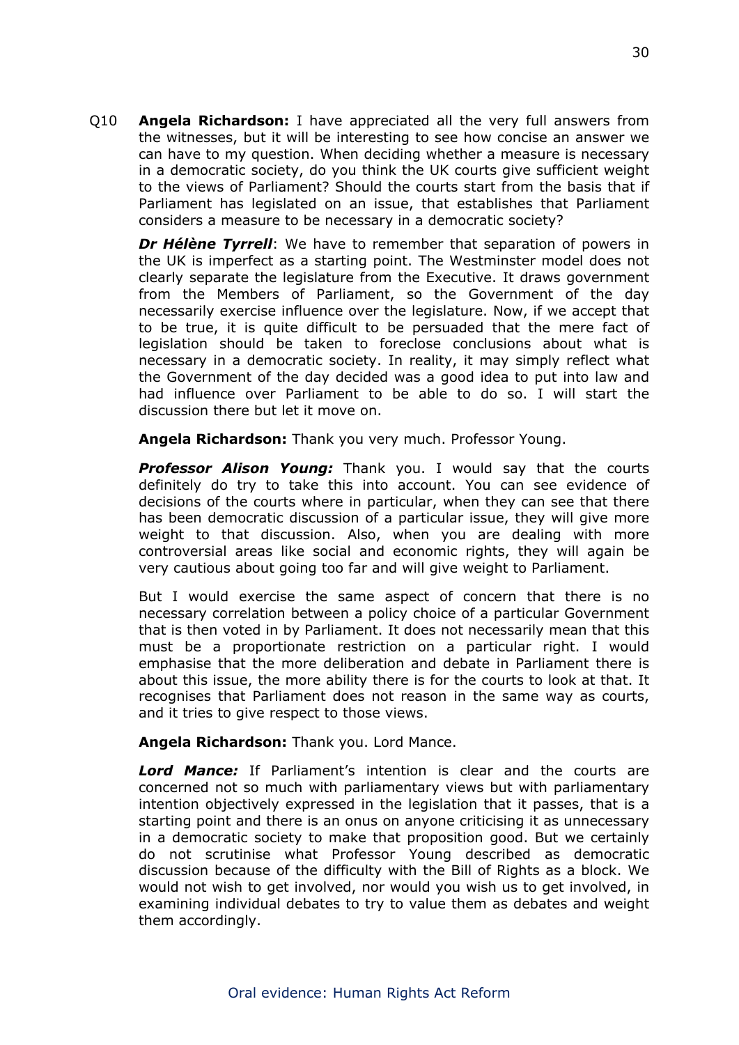Q10 **Angela Richardson:** I have appreciated all the very full answers from the witnesses, but it will be interesting to see how concise an answer we can have to my question. When deciding whether a measure is necessary in a democratic society, do you think the UK courts give sufficient weight to the views of Parliament? Should the courts start from the basis that if Parliament has legislated on an issue, that establishes that Parliament considers a measure to be necessary in a democratic society?

***Dr Hélène Tyrrell***: We have to remember that separation of powers in the UK is imperfect as a starting point. The Westminster model does not clearly separate the legislature from the Executive. It draws government from the Members of Parliament, so the Government of the day necessarily exercise influence over the legislature. Now, if we accept that to be true, it is quite difficult to be persuaded that the mere fact of legislation should be taken to foreclose conclusions about what is necessary in a democratic society. In reality, it may simply reflect what the Government of the day decided was a good idea to put into law and had influence over Parliament to be able to do so. I will start the discussion there but let it move on.

**Angela Richardson:** Thank you very much. Professor Young.

***Professor Alison Young:*** Thank you. I would say that the courts definitely do try to take this into account. You can see evidence of decisions of the courts where in particular, when they can see that there has been democratic discussion of a particular issue, they will give more weight to that discussion. Also, when you are dealing with more controversial areas like social and economic rights, they will again be very cautious about going too far and will give weight to Parliament.

But I would exercise the same aspect of concern that there is no necessary correlation between a policy choice of a particular Government that is then voted in by Parliament. It does not necessarily mean that this must be a proportionate restriction on a particular right. I would emphasise that the more deliberation and debate in Parliament there is about this issue, the more ability there is for the courts to look at that. It recognises that Parliament does not reason in the same way as courts, and it tries to give respect to those views.

**Angela Richardson:** Thank you. Lord Mance.

***Lord Mance:*** If Parliament's intention is clear and the courts are concerned not so much with parliamentary views but with parliamentary intention objectively expressed in the legislation that it passes, that is a starting point and there is an onus on anyone criticising it as unnecessary in a democratic society to make that proposition good. But we certainly do not scrutinise what Professor Young described as democratic discussion because of the difficulty with the Bill of Rights as a block. We would not wish to get involved, nor would you wish us to get involved, in examining individual debates to try to value them as debates and weight them accordingly.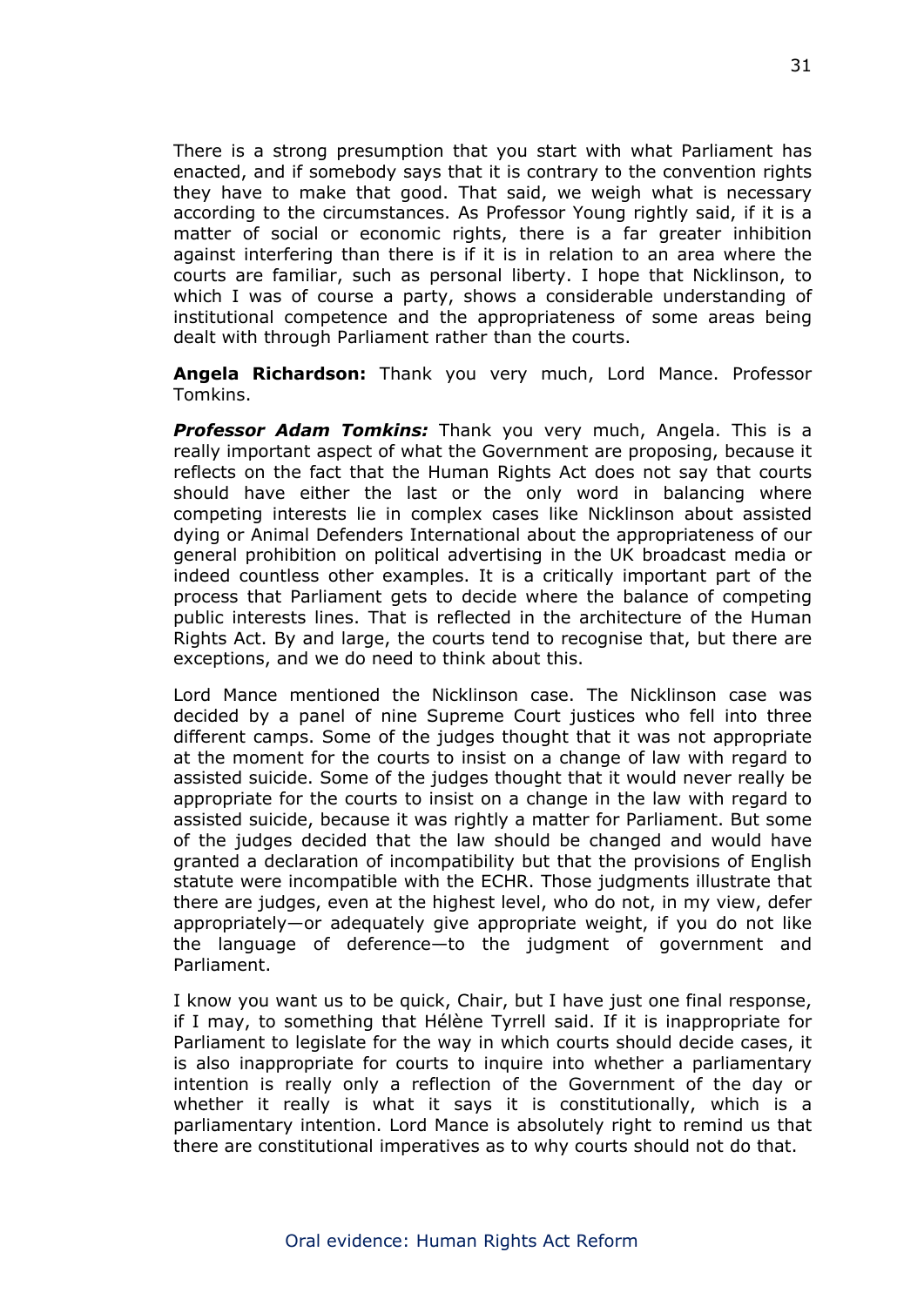There is a strong presumption that you start with what Parliament has enacted, and if somebody says that it is contrary to the convention rights they have to make that good. That said, we weigh what is necessary according to the circumstances. As Professor Young rightly said, if it is a matter of social or economic rights, there is a far greater inhibition against interfering than there is if it is in relation to an area where the courts are familiar, such as personal liberty. I hope that Nicklinson, to which I was of course a party, shows a considerable understanding of institutional competence and the appropriateness of some areas being dealt with through Parliament rather than the courts.

**Angela Richardson:** Thank you very much, Lord Mance. Professor Tomkins.

***Professor Adam Tomkins:*** Thank you very much, Angela. This is a really important aspect of what the Government are proposing, because it reflects on the fact that the Human Rights Act does not say that courts should have either the last or the only word in balancing where competing interests lie in complex cases like Nicklinson about assisted dying or Animal Defenders International about the appropriateness of our general prohibition on political advertising in the UK broadcast media or indeed countless other examples. It is a critically important part of the process that Parliament gets to decide where the balance of competing public interests lines. That is reflected in the architecture of the Human Rights Act. By and large, the courts tend to recognise that, but there are exceptions, and we do need to think about this.

Lord Mance mentioned the Nicklinson case. The Nicklinson case was decided by a panel of nine Supreme Court justices who fell into three different camps. Some of the judges thought that it was not appropriate at the moment for the courts to insist on a change of law with regard to assisted suicide. Some of the judges thought that it would never really be appropriate for the courts to insist on a change in the law with regard to assisted suicide, because it was rightly a matter for Parliament. But some of the judges decided that the law should be changed and would have granted a declaration of incompatibility but that the provisions of English statute were incompatible with the ECHR. Those judgments illustrate that there are judges, even at the highest level, who do not, in my view, defer appropriately—or adequately give appropriate weight, if you do not like the language of deference—to the judgment of government and Parliament.

I know you want us to be quick, Chair, but I have just one final response, if I may, to something that Hélène Tyrrell said. If it is inappropriate for Parliament to legislate for the way in which courts should decide cases, it is also inappropriate for courts to inquire into whether a parliamentary intention is really only a reflection of the Government of the day or whether it really is what it says it is constitutionally, which is a parliamentary intention. Lord Mance is absolutely right to remind us that there are constitutional imperatives as to why courts should not do that.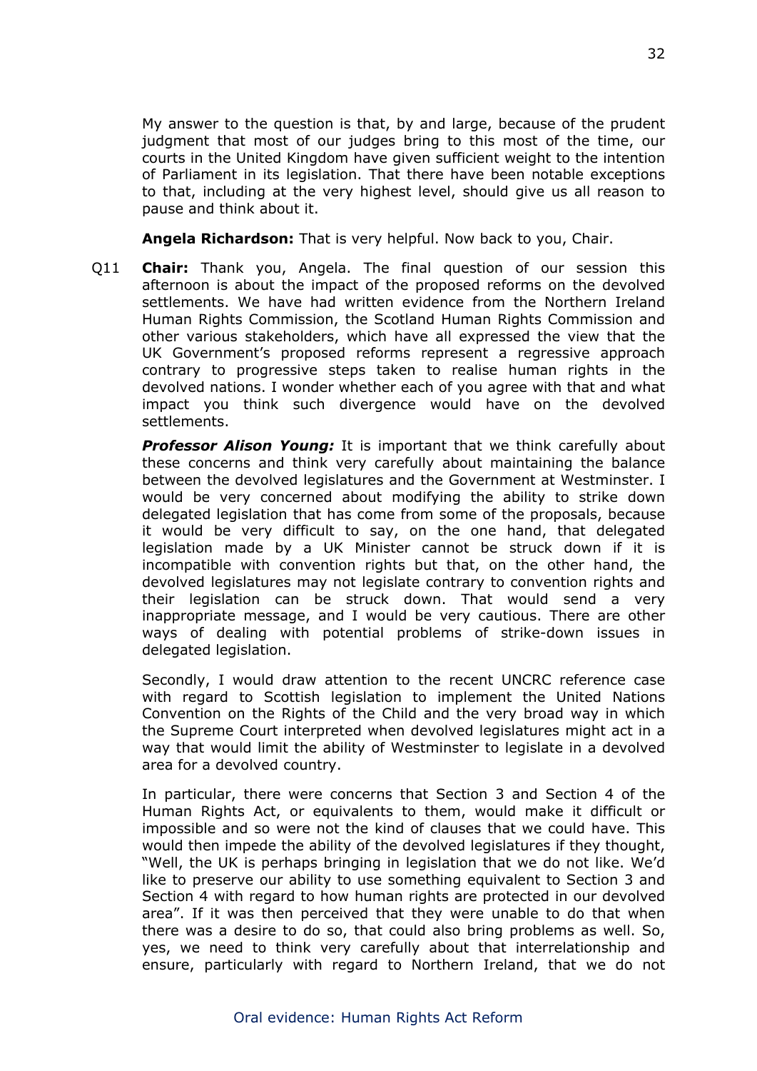My answer to the question is that, by and large, because of the prudent judgment that most of our judges bring to this most of the time, our courts in the United Kingdom have given sufficient weight to the intention of Parliament in its legislation. That there have been notable exceptions to that, including at the very highest level, should give us all reason to pause and think about it.

**Angela Richardson:** That is very helpful. Now back to you, Chair.

Q11 **Chair:** Thank you, Angela. The final question of our session this afternoon is about the impact of the proposed reforms on the devolved settlements. We have had written evidence from the Northern Ireland Human Rights Commission, the Scotland Human Rights Commission and other various stakeholders, which have all expressed the view that the UK Government's proposed reforms represent a regressive approach contrary to progressive steps taken to realise human rights in the devolved nations. I wonder whether each of you agree with that and what impact you think such divergence would have on the devolved settlements.

***Professor Alison Young:*** It is important that we think carefully about these concerns and think very carefully about maintaining the balance between the devolved legislatures and the Government at Westminster. I would be very concerned about modifying the ability to strike down delegated legislation that has come from some of the proposals, because it would be very difficult to say, on the one hand, that delegated legislation made by a UK Minister cannot be struck down if it is incompatible with convention rights but that, on the other hand, the devolved legislatures may not legislate contrary to convention rights and their legislation can be struck down. That would send a very inappropriate message, and I would be very cautious. There are other ways of dealing with potential problems of strike-down issues in delegated legislation.

Secondly, I would draw attention to the recent UNCRC reference case with regard to Scottish legislation to implement the United Nations Convention on the Rights of the Child and the very broad way in which the Supreme Court interpreted when devolved legislatures might act in a way that would limit the ability of Westminster to legislate in a devolved area for a devolved country.

In particular, there were concerns that Section 3 and Section 4 of the Human Rights Act, or equivalents to them, would make it difficult or impossible and so were not the kind of clauses that we could have. This would then impede the ability of the devolved legislatures if they thought, "Well, the UK is perhaps bringing in legislation that we do not like. We'd like to preserve our ability to use something equivalent to Section 3 and Section 4 with regard to how human rights are protected in our devolved area". If it was then perceived that they were unable to do that when there was a desire to do so, that could also bring problems as well. So, yes, we need to think very carefully about that interrelationship and ensure, particularly with regard to Northern Ireland, that we do not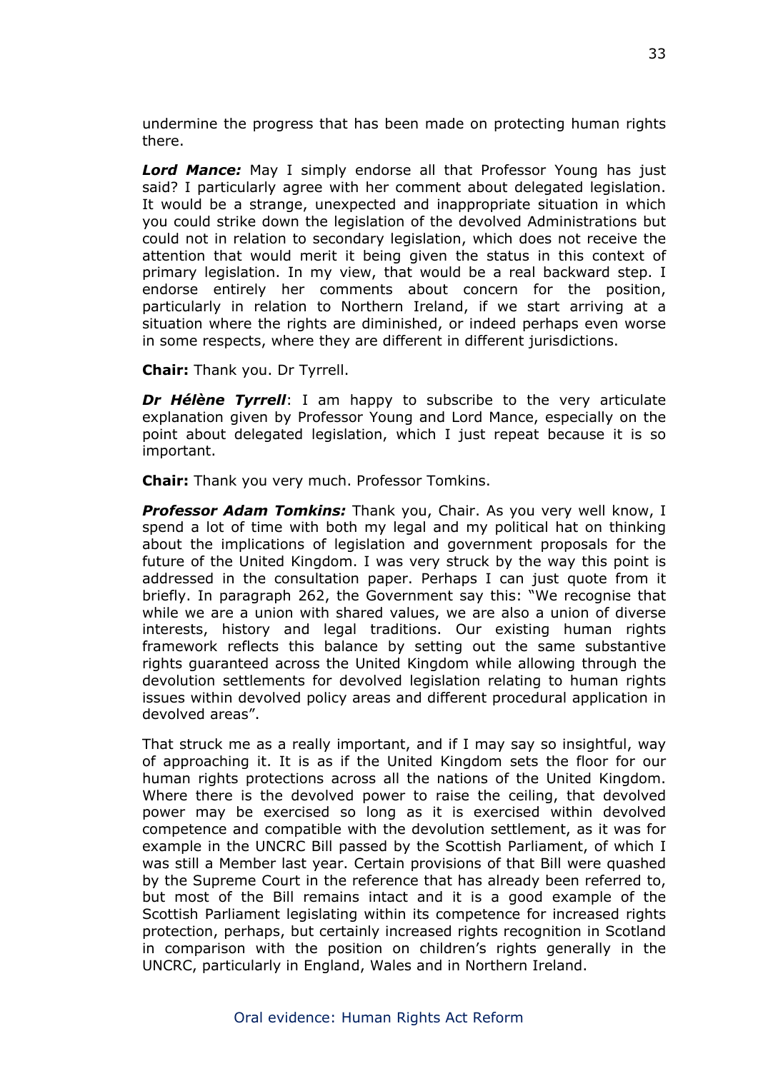undermine the progress that has been made on protecting human rights there.

***Lord Mance:*** May I simply endorse all that Professor Young has just said? I particularly agree with her comment about delegated legislation. It would be a strange, unexpected and inappropriate situation in which you could strike down the legislation of the devolved Administrations but could not in relation to secondary legislation, which does not receive the attention that would merit it being given the status in this context of primary legislation. In my view, that would be a real backward step. I endorse entirely her comments about concern for the position, particularly in relation to Northern Ireland, if we start arriving at a situation where the rights are diminished, or indeed perhaps even worse in some respects, where they are different in different jurisdictions.

**Chair:** Thank you. Dr Tyrrell.

***Dr Hélène Tyrrell***: I am happy to subscribe to the very articulate explanation given by Professor Young and Lord Mance, especially on the point about delegated legislation, which I just repeat because it is so important.

**Chair:** Thank you very much. Professor Tomkins.

***Professor Adam Tomkins:*** Thank you, Chair. As you very well know, I spend a lot of time with both my legal and my political hat on thinking about the implications of legislation and government proposals for the future of the United Kingdom. I was very struck by the way this point is addressed in the consultation paper. Perhaps I can just quote from it briefly. In paragraph 262, the Government say this: "We recognise that while we are a union with shared values, we are also a union of diverse interests, history and legal traditions. Our existing human rights framework reflects this balance by setting out the same substantive rights guaranteed across the United Kingdom while allowing through the devolution settlements for devolved legislation relating to human rights issues within devolved policy areas and different procedural application in devolved areas".

That struck me as a really important, and if I may say so insightful, way of approaching it. It is as if the United Kingdom sets the floor for our human rights protections across all the nations of the United Kingdom. Where there is the devolved power to raise the ceiling, that devolved power may be exercised so long as it is exercised within devolved competence and compatible with the devolution settlement, as it was for example in the UNCRC Bill passed by the Scottish Parliament, of which I was still a Member last year. Certain provisions of that Bill were quashed by the Supreme Court in the reference that has already been referred to, but most of the Bill remains intact and it is a good example of the Scottish Parliament legislating within its competence for increased rights protection, perhaps, but certainly increased rights recognition in Scotland in comparison with the position on children's rights generally in the UNCRC, particularly in England, Wales and in Northern Ireland.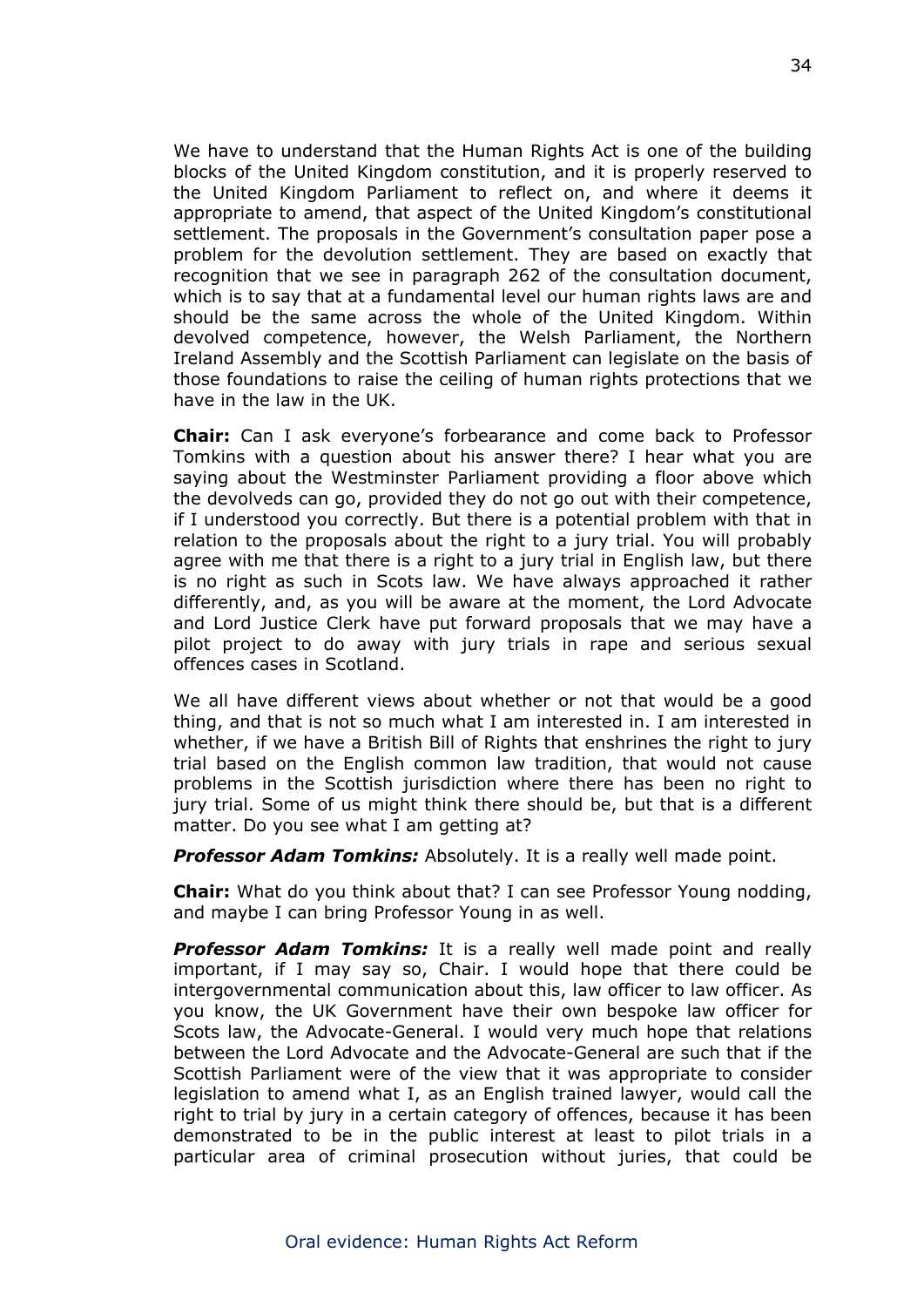We have to understand that the Human Rights Act is one of the building blocks of the United Kingdom constitution, and it is properly reserved to the United Kingdom Parliament to reflect on, and where it deems it appropriate to amend, that aspect of the United Kingdom's constitutional settlement. The proposals in the Government's consultation paper pose a problem for the devolution settlement. They are based on exactly that recognition that we see in paragraph 262 of the consultation document, which is to say that at a fundamental level our human rights laws are and should be the same across the whole of the United Kingdom. Within devolved competence, however, the Welsh Parliament, the Northern Ireland Assembly and the Scottish Parliament can legislate on the basis of those foundations to raise the ceiling of human rights protections that we have in the law in the UK.

**Chair:** Can I ask everyone's forbearance and come back to Professor Tomkins with a question about his answer there? I hear what you are saying about the Westminster Parliament providing a floor above which the devolveds can go, provided they do not go out with their competence, if I understood you correctly. But there is a potential problem with that in relation to the proposals about the right to a jury trial. You will probably agree with me that there is a right to a jury trial in English law, but there is no right as such in Scots law. We have always approached it rather differently, and, as you will be aware at the moment, the Lord Advocate and Lord Justice Clerk have put forward proposals that we may have a pilot project to do away with jury trials in rape and serious sexual offences cases in Scotland.

We all have different views about whether or not that would be a good thing, and that is not so much what I am interested in. I am interested in whether, if we have a British Bill of Rights that enshrines the right to jury trial based on the English common law tradition, that would not cause problems in the Scottish jurisdiction where there has been no right to jury trial. Some of us might think there should be, but that is a different matter. Do you see what I am getting at?

***Professor Adam Tomkins:*** Absolutely. It is a really well made point.

**Chair:** What do you think about that? I can see Professor Young nodding, and maybe I can bring Professor Young in as well.

***Professor Adam Tomkins:*** It is a really well made point and really important, if I may say so, Chair. I would hope that there could be intergovernmental communication about this, law officer to law officer. As you know, the UK Government have their own bespoke law officer for Scots law, the Advocate-General. I would very much hope that relations between the Lord Advocate and the Advocate-General are such that if the Scottish Parliament were of the view that it was appropriate to consider legislation to amend what I, as an English trained lawyer, would call the right to trial by jury in a certain category of offences, because it has been demonstrated to be in the public interest at least to pilot trials in a particular area of criminal prosecution without juries, that could be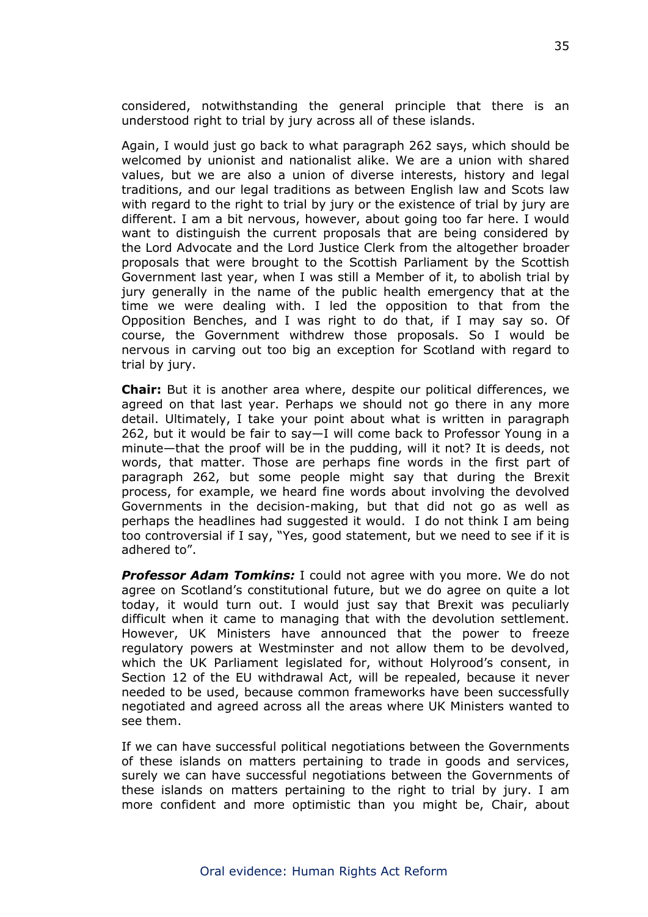considered, notwithstanding the general principle that there is an understood right to trial by jury across all of these islands.

Again, I would just go back to what paragraph 262 says, which should be welcomed by unionist and nationalist alike. We are a union with shared values, but we are also a union of diverse interests, history and legal traditions, and our legal traditions as between English law and Scots law with regard to the right to trial by jury or the existence of trial by jury are different. I am a bit nervous, however, about going too far here. I would want to distinguish the current proposals that are being considered by the Lord Advocate and the Lord Justice Clerk from the altogether broader proposals that were brought to the Scottish Parliament by the Scottish Government last year, when I was still a Member of it, to abolish trial by jury generally in the name of the public health emergency that at the time we were dealing with. I led the opposition to that from the Opposition Benches, and I was right to do that, if I may say so. Of course, the Government withdrew those proposals. So I would be nervous in carving out too big an exception for Scotland with regard to trial by jury.

**Chair:** But it is another area where, despite our political differences, we agreed on that last year. Perhaps we should not go there in any more detail. Ultimately, I take your point about what is written in paragraph 262, but it would be fair to say—I will come back to Professor Young in a minute—that the proof will be in the pudding, will it not? It is deeds, not words, that matter. Those are perhaps fine words in the first part of paragraph 262, but some people might say that during the Brexit process, for example, we heard fine words about involving the devolved Governments in the decision-making, but that did not go as well as perhaps the headlines had suggested it would. I do not think I am being too controversial if I say, "Yes, good statement, but we need to see if it is adhered to".

***Professor Adam Tomkins:*** I could not agree with you more. We do not agree on Scotland's constitutional future, but we do agree on quite a lot today, it would turn out. I would just say that Brexit was peculiarly difficult when it came to managing that with the devolution settlement. However, UK Ministers have announced that the power to freeze regulatory powers at Westminster and not allow them to be devolved, which the UK Parliament legislated for, without Holyrood's consent, in Section 12 of the EU withdrawal Act, will be repealed, because it never needed to be used, because common frameworks have been successfully negotiated and agreed across all the areas where UK Ministers wanted to see them.

If we can have successful political negotiations between the Governments of these islands on matters pertaining to trade in goods and services, surely we can have successful negotiations between the Governments of these islands on matters pertaining to the right to trial by jury. I am more confident and more optimistic than you might be, Chair, about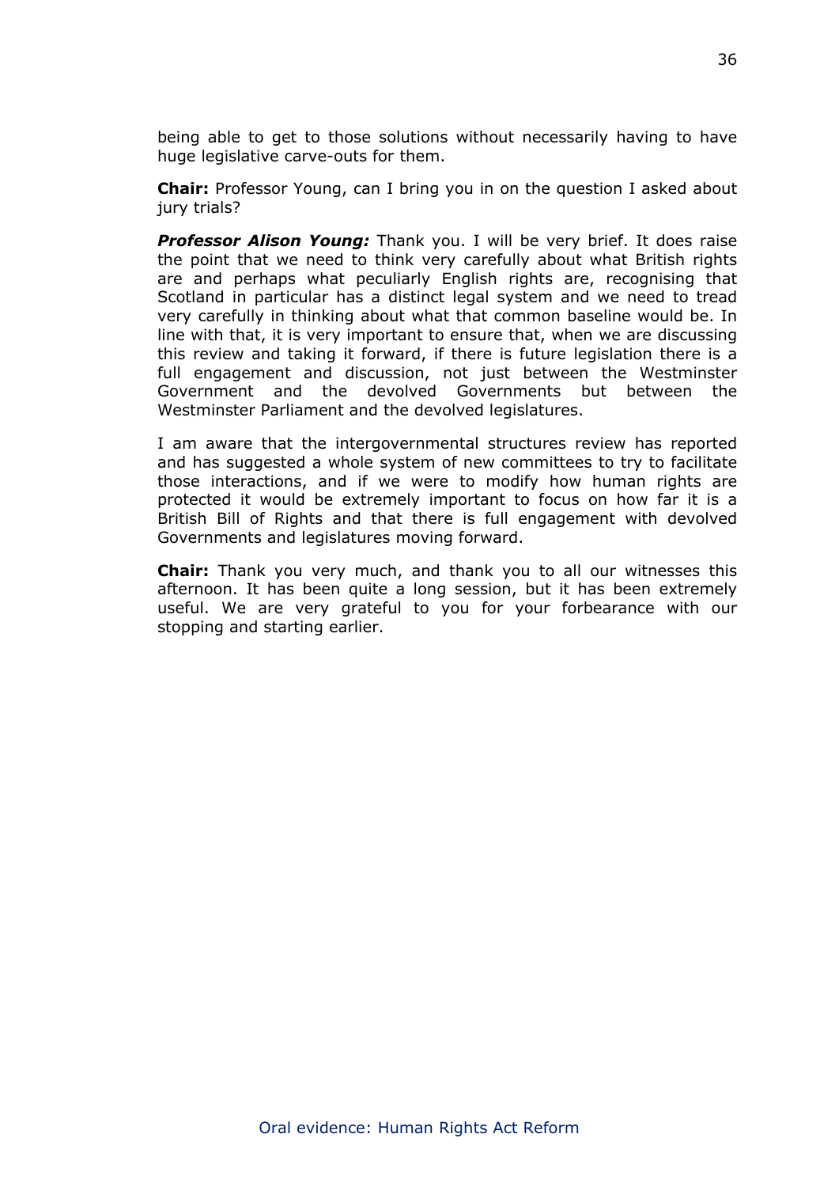being able to get to those solutions without necessarily having to have huge legislative carve-outs for them.

**Chair:** Professor Young, can I bring you in on the question I asked about jury trials?

***Professor Alison Young:*** Thank you. I will be very brief. It does raise the point that we need to think very carefully about what British rights are and perhaps what peculiarly English rights are, recognising that Scotland in particular has a distinct legal system and we need to tread very carefully in thinking about what that common baseline would be. In line with that, it is very important to ensure that, when we are discussing this review and taking it forward, if there is future legislation there is a full engagement and discussion, not just between the Westminster Government and the devolved Governments but between the Westminster Parliament and the devolved legislatures.

I am aware that the intergovernmental structures review has reported and has suggested a whole system of new committees to try to facilitate those interactions, and if we were to modify how human rights are protected it would be extremely important to focus on how far it is a British Bill of Rights and that there is full engagement with devolved Governments and legislatures moving forward.

**Chair:** Thank you very much, and thank you to all our witnesses this afternoon. It has been quite a long session, but it has been extremely useful. We are very grateful to you for your forbearance with our stopping and starting earlier.